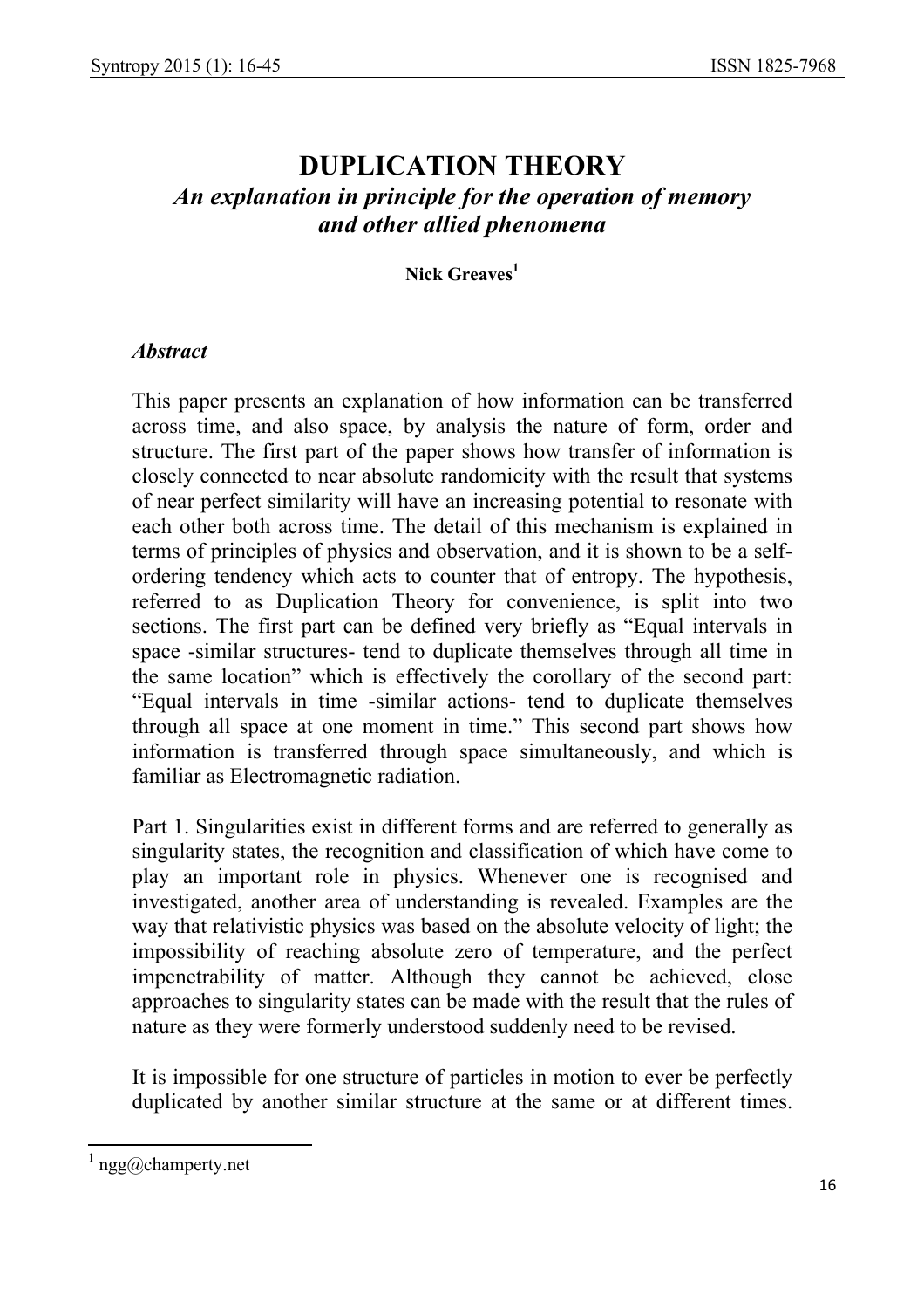# DUPLICATION THEORY

## *An explanation in principle for the operation of memory and other allied phenomena*

**Nick Greaves**[1]

### *Abstract*

This paper presents an explanation of how information can be transferred across time, and also space, by analysis the nature of form, order and structure. The first part of the paper shows how transfer of information is closely connected to near absolute randomicity with the result that systems of near perfect similarity will have an increasing potential to resonate with each other both across time. The detail of this mechanism is explained in terms of principles of physics and observation, and it is shown to be a self-ordering tendency which acts to counter that of entropy. The hypothesis, referred to as Duplication Theory for convenience, is split into two sections. The first part can be defined very briefly as "Equal intervals in space -similar structures- tend to duplicate themselves through all time in the same location" which is effectively the corollary of the second part: "Equal intervals in time -similar actions- tend to duplicate themselves through all space at one moment in time." This second part shows how information is transferred through space simultaneously, and which is familiar as Electromagnetic radiation.

Part 1. Singularities exist in different forms and are referred to generally as singularity states, the recognition and classification of which have come to play an important role in physics. Whenever one is recognised and investigated, another area of understanding is revealed. Examples are the way that relativistic physics was based on the absolute velocity of light; the impossibility of reaching absolute zero of temperature, and the perfect impenetrability of matter. Although they cannot be achieved, close approaches to singularity states can be made with the result that the rules of nature as they were formerly understood suddenly need to be revised.

It is impossible for one structure of particles in motion to ever be perfectly duplicated by another similar structure at the same or at different times.

[1] ngg@champerty.net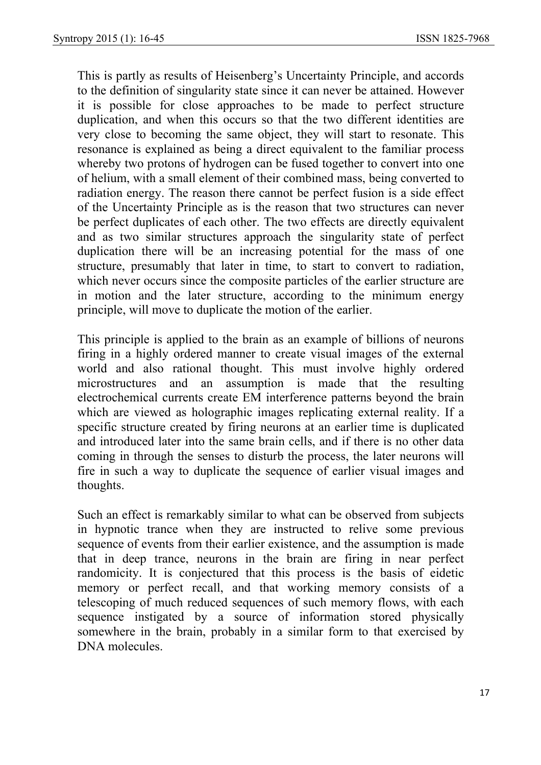This is partly as results of Heisenberg's Uncertainty Principle, and accords to the definition of singularity state since it can never be attained. However it is possible for close approaches to be made to perfect structure duplication, and when this occurs so that the two different identities are very close to becoming the same object, they will start to resonate. This resonance is explained as being a direct equivalent to the familiar process whereby two protons of hydrogen can be fused together to convert into one of helium, with a small element of their combined mass, being converted to radiation energy. The reason there cannot be perfect fusion is a side effect of the Uncertainty Principle as is the reason that two structures can never be perfect duplicates of each other. The two effects are directly equivalent and as two similar structures approach the singularity state of perfect duplication there will be an increasing potential for the mass of one structure, presumably that later in time, to start to convert to radiation, which never occurs since the composite particles of the earlier structure are in motion and the later structure, according to the minimum energy principle, will move to duplicate the motion of the earlier.

This principle is applied to the brain as an example of billions of neurons firing in a highly ordered manner to create visual images of the external world and also rational thought. This must involve highly ordered microstructures and an assumption is made that the resulting electrochemical currents create EM interference patterns beyond the brain which are viewed as holographic images replicating external reality. If a specific structure created by firing neurons at an earlier time is duplicated and introduced later into the same brain cells, and if there is no other data coming in through the senses to disturb the process, the later neurons will fire in such a way to duplicate the sequence of earlier visual images and thoughts.

Such an effect is remarkably similar to what can be observed from subjects in hypnotic trance when they are instructed to relive some previous sequence of events from their earlier existence, and the assumption is made that in deep trance, neurons in the brain are firing in near perfect randomicity. It is conjectured that this process is the basis of eidetic memory or perfect recall, and that working memory consists of a telescoping of much reduced sequences of such memory flows, with each sequence instigated by a source of information stored physically somewhere in the brain, probably in a similar form to that exercised by DNA molecules.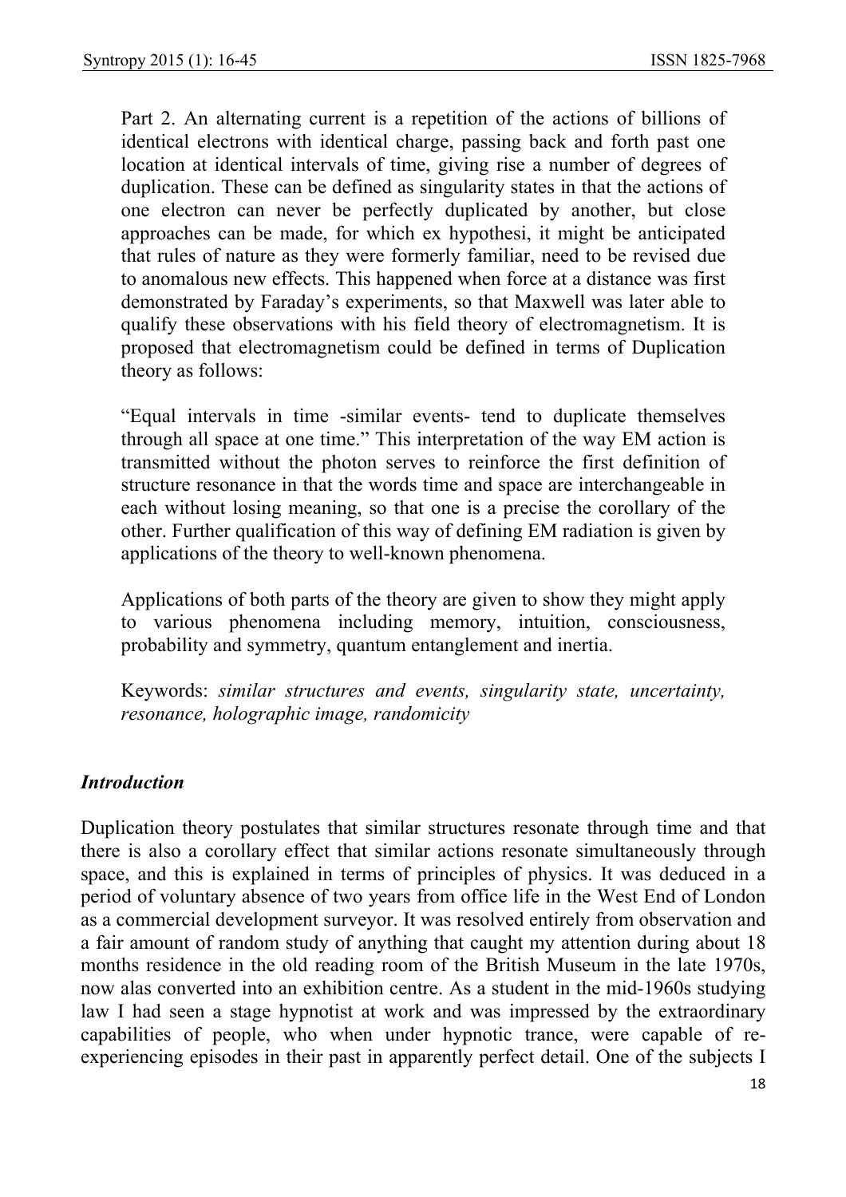Part 2. An alternating current is a repetition of the actions of billions of identical electrons with identical charge, passing back and forth past one location at identical intervals of time, giving rise a number of degrees of duplication. These can be defined as singularity states in that the actions of one electron can never be perfectly duplicated by another, but close approaches can be made, for which ex hypothesi, it might be anticipated that rules of nature as they were formerly familiar, need to be revised due to anomalous new effects. This happened when force at a distance was first demonstrated by Faraday's experiments, so that Maxwell was later able to qualify these observations with his field theory of electromagnetism. It is proposed that electromagnetism could be defined in terms of Duplication theory as follows:

"Equal intervals in time -similar events- tend to duplicate themselves through all space at one time." This interpretation of the way EM action is transmitted without the photon serves to reinforce the first definition of structure resonance in that the words time and space are interchangeable in each without losing meaning, so that one is a precise the corollary of the other. Further qualification of this way of defining EM radiation is given by applications of the theory to well-known phenomena.

Applications of both parts of the theory are given to show they might apply to various phenomena including memory, intuition, consciousness, probability and symmetry, quantum entanglement and inertia.

Keywords: *similar structures and events, singularity state, uncertainty, resonance, holographic image, randomicity*

## *Introduction*

Duplication theory postulates that similar structures resonate through time and that there is also a corollary effect that similar actions resonate simultaneously through space, and this is explained in terms of principles of physics. It was deduced in a period of voluntary absence of two years from office life in the West End of London as a commercial development surveyor. It was resolved entirely from observation and a fair amount of random study of anything that caught my attention during about 18 months residence in the old reading room of the British Museum in the late 1970s, now alas converted into an exhibition centre. As a student in the mid-1960s studying law I had seen a stage hypnotist at work and was impressed by the extraordinary capabilities of people, who when under hypnotic trance, were capable of re-experiencing episodes in their past in apparently perfect detail. One of the subjects I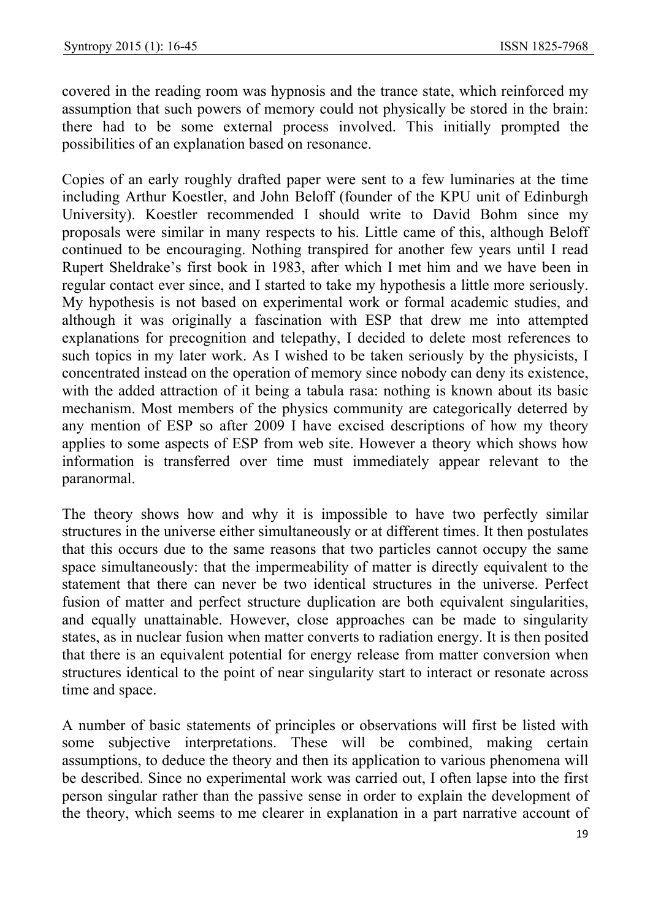covered in the reading room was hypnosis and the trance state, which reinforced my assumption that such powers of memory could not physically be stored in the brain: there had to be some external process involved. This initially prompted the possibilities of an explanation based on resonance.

Copies of an early roughly drafted paper were sent to a few luminaries at the time including Arthur Koestler, and John Beloff (founder of the KPU unit of Edinburgh University). Koestler recommended I should write to David Bohm since my proposals were similar in many respects to his. Little came of this, although Beloff continued to be encouraging. Nothing transpired for another few years until I read Rupert Sheldrake's first book in 1983, after which I met him and we have been in regular contact ever since, and I started to take my hypothesis a little more seriously. My hypothesis is not based on experimental work or formal academic studies, and although it was originally a fascination with ESP that drew me into attempted explanations for precognition and telepathy, I decided to delete most references to such topics in my later work. As I wished to be taken seriously by the physicists, I concentrated instead on the operation of memory since nobody can deny its existence, with the added attraction of it being a tabula rasa: nothing is known about its basic mechanism. Most members of the physics community are categorically deterred by any mention of ESP so after 2009 I have excised descriptions of how my theory applies to some aspects of ESP from web site. However a theory which shows how information is transferred over time must immediately appear relevant to the paranormal.

The theory shows how and why it is impossible to have two perfectly similar structures in the universe either simultaneously or at different times. It then postulates that this occurs due to the same reasons that two particles cannot occupy the same space simultaneously: that the impermeability of matter is directly equivalent to the statement that there can never be two identical structures in the universe. Perfect fusion of matter and perfect structure duplication are both equivalent singularities, and equally unattainable. However, close approaches can be made to singularity states, as in nuclear fusion when matter converts to radiation energy. It is then posited that there is an equivalent potential for energy release from matter conversion when structures identical to the point of near singularity start to interact or resonate across time and space.

A number of basic statements of principles or observations will first be listed with some subjective interpretations. These will be combined, making certain assumptions, to deduce the theory and then its application to various phenomena will be described. Since no experimental work was carried out, I often lapse into the first person singular rather than the passive sense in order to explain the development of the theory, which seems to me clearer in explanation in a part narrative account of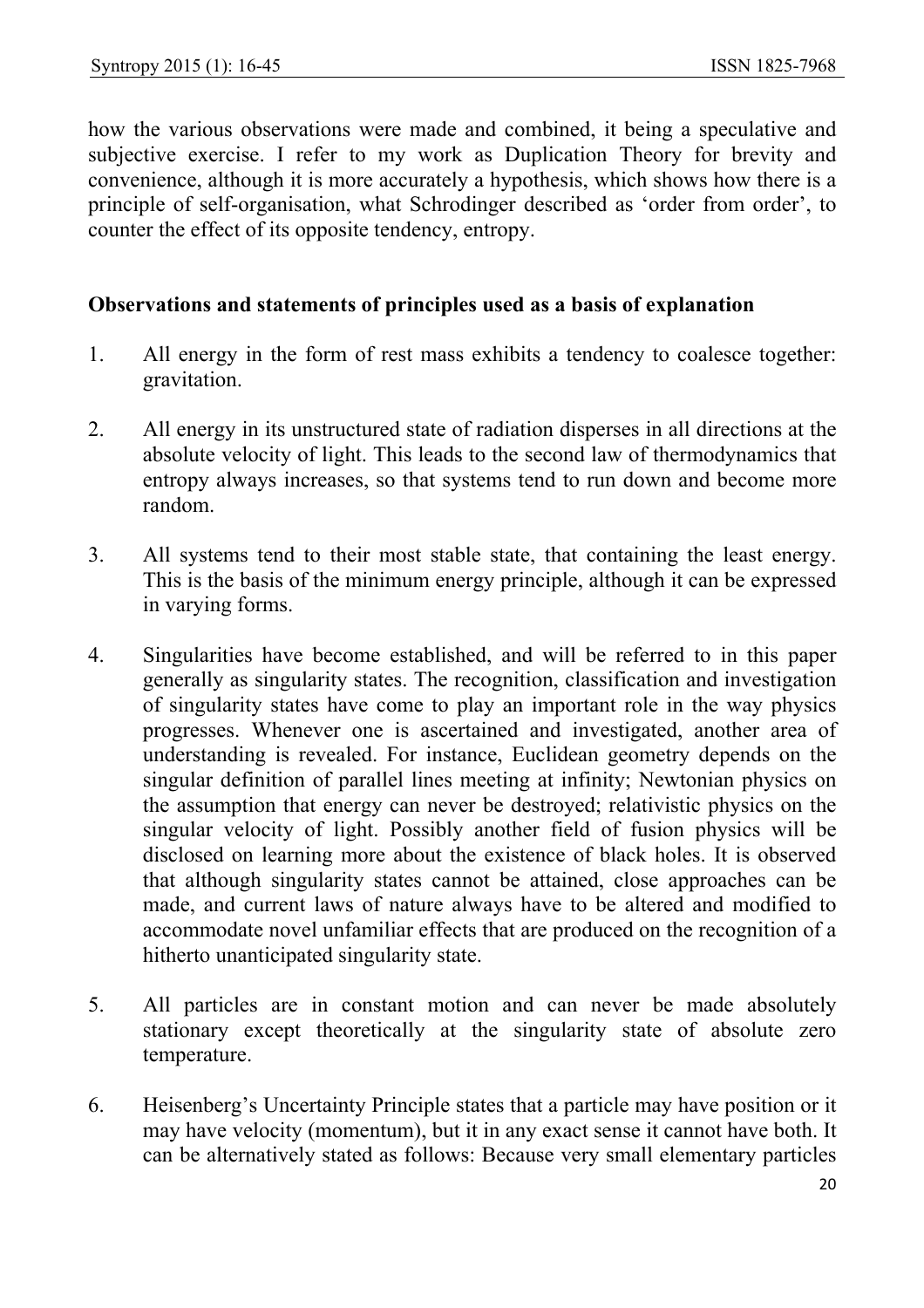how the various observations were made and combined, it being a speculative and subjective exercise. I refer to my work as Duplication Theory for brevity and convenience, although it is more accurately a hypothesis, which shows how there is a principle of self-organisation, what Schrodinger described as 'order from order', to counter the effect of its opposite tendency, entropy.

### Observations and statements of principles used as a basis of explanation

1. All energy in the form of rest mass exhibits a tendency to coalesce together: gravitation.

2. All energy in its unstructured state of radiation disperses in all directions at the absolute velocity of light. This leads to the second law of thermodynamics that entropy always increases, so that systems tend to run down and become more random.

3. All systems tend to their most stable state, that containing the least energy. This is the basis of the minimum energy principle, although it can be expressed in varying forms.

4. Singularities have become established, and will be referred to in this paper generally as singularity states. The recognition, classification and investigation of singularity states have come to play an important role in the way physics progresses. Whenever one is ascertained and investigated, another area of understanding is revealed. For instance, Euclidean geometry depends on the singular definition of parallel lines meeting at infinity; Newtonian physics on the assumption that energy can never be destroyed; relativistic physics on the singular velocity of light. Possibly another field of fusion physics will be disclosed on learning more about the existence of black holes. It is observed that although singularity states cannot be attained, close approaches can be made, and current laws of nature always have to be altered and modified to accommodate novel unfamiliar effects that are produced on the recognition of a hitherto unanticipated singularity state.

5. All particles are in constant motion and can never be made absolutely stationary except theoretically at the singularity state of absolute zero temperature.

6. Heisenberg's Uncertainty Principle states that a particle may have position or it may have velocity (momentum), but it in any exact sense it cannot have both. It can be alternatively stated as follows: Because very small elementary particles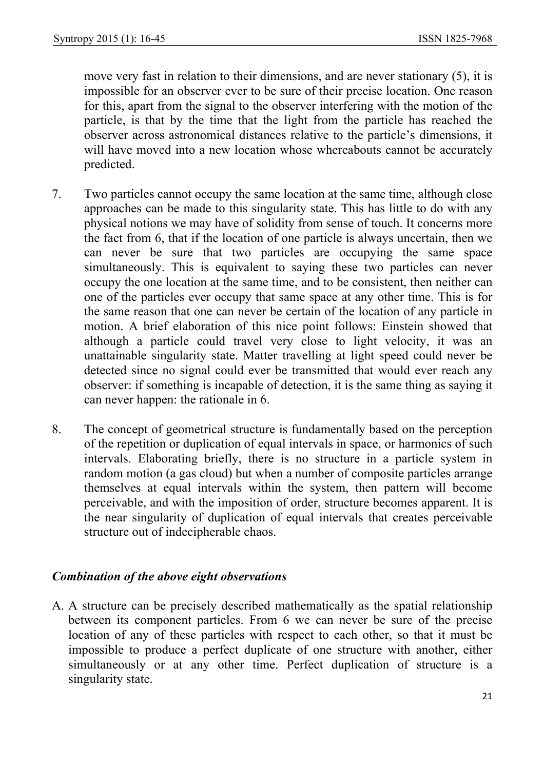move very fast in relation to their dimensions, and are never stationary (5), it is impossible for an observer ever to be sure of their precise location. One reason for this, apart from the signal to the observer interfering with the motion of the particle, is that by the time that the light from the particle has reached the observer across astronomical distances relative to the particle's dimensions, it will have moved into a new location whose whereabouts cannot be accurately predicted.

7. Two particles cannot occupy the same location at the same time, although close approaches can be made to this singularity state. This has little to do with any physical notions we may have of solidity from sense of touch. It concerns more the fact from 6, that if the location of one particle is always uncertain, then we can never be sure that two particles are occupying the same space simultaneously. This is equivalent to saying these two particles can never occupy the one location at the same time, and to be consistent, then neither can one of the particles ever occupy that same space at any other time. This is for the same reason that one can never be certain of the location of any particle in motion. A brief elaboration of this nice point follows: Einstein showed that although a particle could travel very close to light velocity, it was an unattainable singularity state. Matter travelling at light speed could never be detected since no signal could ever be transmitted that would ever reach any observer: if something is incapable of detection, it is the same thing as saying it can never happen: the rationale in 6.

8. The concept of geometrical structure is fundamentally based on the perception of the repetition or duplication of equal intervals in space, or harmonics of such intervals. Elaborating briefly, there is no structure in a particle system in random motion (a gas cloud) but when a number of composite particles arrange themselves at equal intervals within the system, then pattern will become perceivable, and with the imposition of order, structure becomes apparent. It is the near singularity of duplication of equal intervals that creates perceivable structure out of indecipherable chaos.

### *Combination of the above eight observations*

A. A structure can be precisely described mathematically as the spatial relationship between its component particles. From 6 we can never be sure of the precise location of any of these particles with respect to each other, so that it must be impossible to produce a perfect duplicate of one structure with another, either simultaneously or at any other time. Perfect duplication of structure is a singularity state.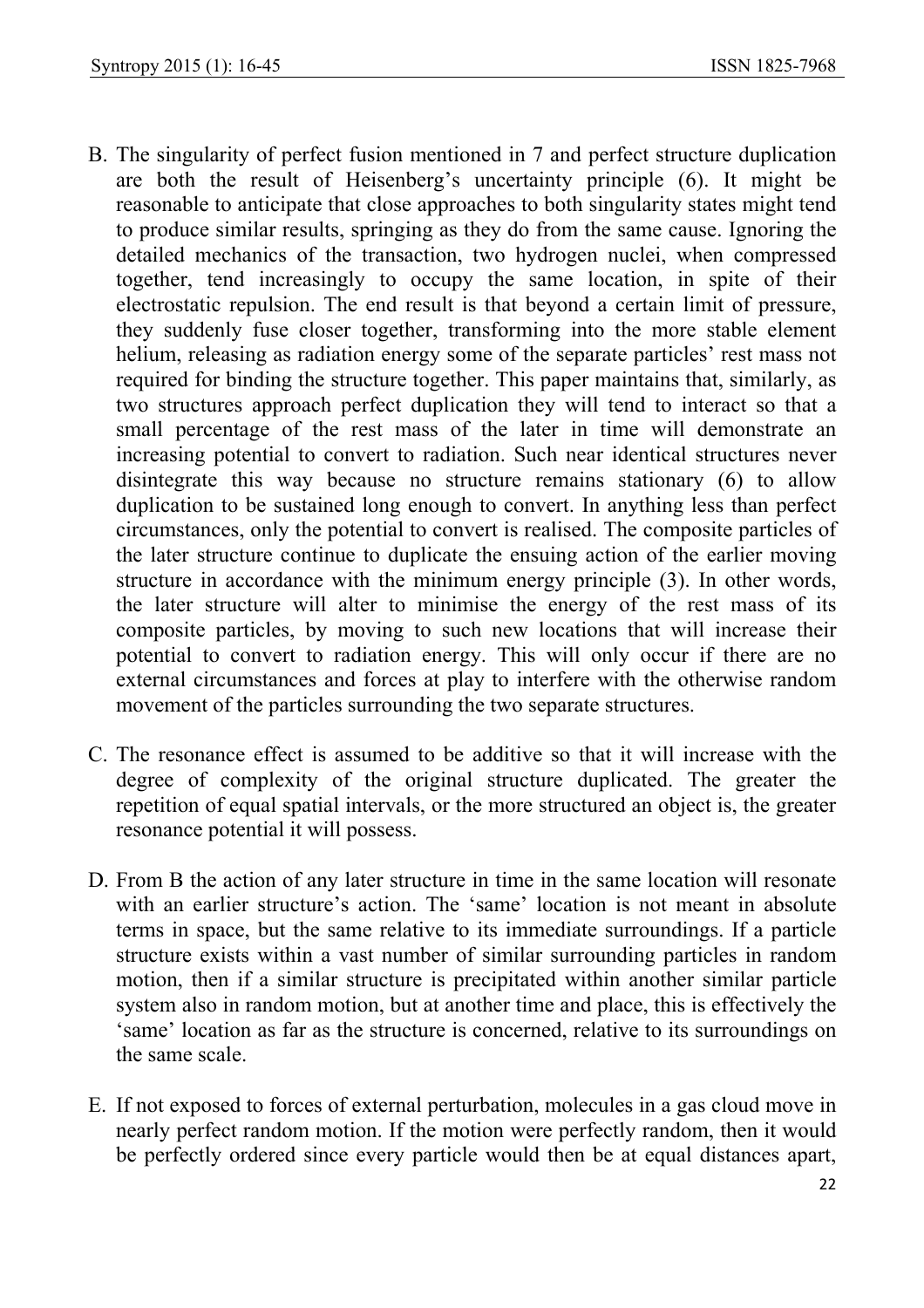B. The singularity of perfect fusion mentioned in 7 and perfect structure duplication are both the result of Heisenberg's uncertainty principle (6). It might be reasonable to anticipate that close approaches to both singularity states might tend to produce similar results, springing as they do from the same cause. Ignoring the detailed mechanics of the transaction, two hydrogen nuclei, when compressed together, tend increasingly to occupy the same location, in spite of their electrostatic repulsion. The end result is that beyond a certain limit of pressure, they suddenly fuse closer together, transforming into the more stable element helium, releasing as radiation energy some of the separate particles' rest mass not required for binding the structure together. This paper maintains that, similarly, as two structures approach perfect duplication they will tend to interact so that a small percentage of the rest mass of the later in time will demonstrate an increasing potential to convert to radiation. Such near identical structures never disintegrate this way because no structure remains stationary (6) to allow duplication to be sustained long enough to convert. In anything less than perfect circumstances, only the potential to convert is realised. The composite particles of the later structure continue to duplicate the ensuing action of the earlier moving structure in accordance with the minimum energy principle (3). In other words, the later structure will alter to minimise the energy of the rest mass of its composite particles, by moving to such new locations that will increase their potential to convert to radiation energy. This will only occur if there are no external circumstances and forces at play to interfere with the otherwise random movement of the particles surrounding the two separate structures.

C. The resonance effect is assumed to be additive so that it will increase with the degree of complexity of the original structure duplicated. The greater the repetition of equal spatial intervals, or the more structured an object is, the greater resonance potential it will possess.

D. From B the action of any later structure in time in the same location will resonate with an earlier structure's action. The 'same' location is not meant in absolute terms in space, but the same relative to its immediate surroundings. If a particle structure exists within a vast number of similar surrounding particles in random motion, then if a similar structure is precipitated within another similar particle system also in random motion, but at another time and place, this is effectively the 'same' location as far as the structure is concerned, relative to its surroundings on the same scale.

E. If not exposed to forces of external perturbation, molecules in a gas cloud move in nearly perfect random motion. If the motion were perfectly random, then it would be perfectly ordered since every particle would then be at equal distances apart,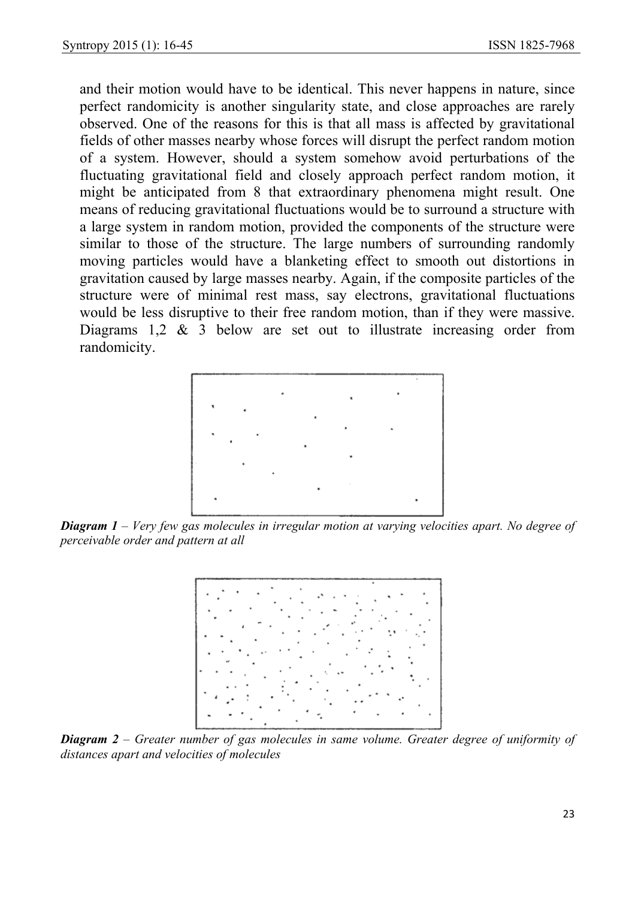and their motion would have to be identical. This never happens in nature, since perfect randomicity is another singularity state, and close approaches are rarely observed. One of the reasons for this is that all mass is affected by gravitational fields of other masses nearby whose forces will disrupt the perfect random motion of a system. However, should a system somehow avoid perturbations of the fluctuating gravitational field and closely approach perfect random motion, it might be anticipated from 8 that extraordinary phenomena might result. One means of reducing gravitational fluctuations would be to surround a structure with a large system in random motion, provided the components of the structure were similar to those of the structure. The large numbers of surrounding randomly moving particles would have a blanketing effect to smooth out distortions in gravitation caused by large masses nearby. Again, if the composite particles of the structure were of minimal rest mass, say electrons, gravitational fluctuations would be less disruptive to their free random motion, than if they were massive. Diagrams 1,2 & 3 below are set out to illustrate increasing order from randomicity.

***Diagram 1*** – *Very few gas molecules in irregular motion at varying velocities apart. No degree of perceivable order and pattern at all*

***Diagram 2*** – *Greater number of gas molecules in same volume. Greater degree of uniformity of distances apart and velocities of molecules*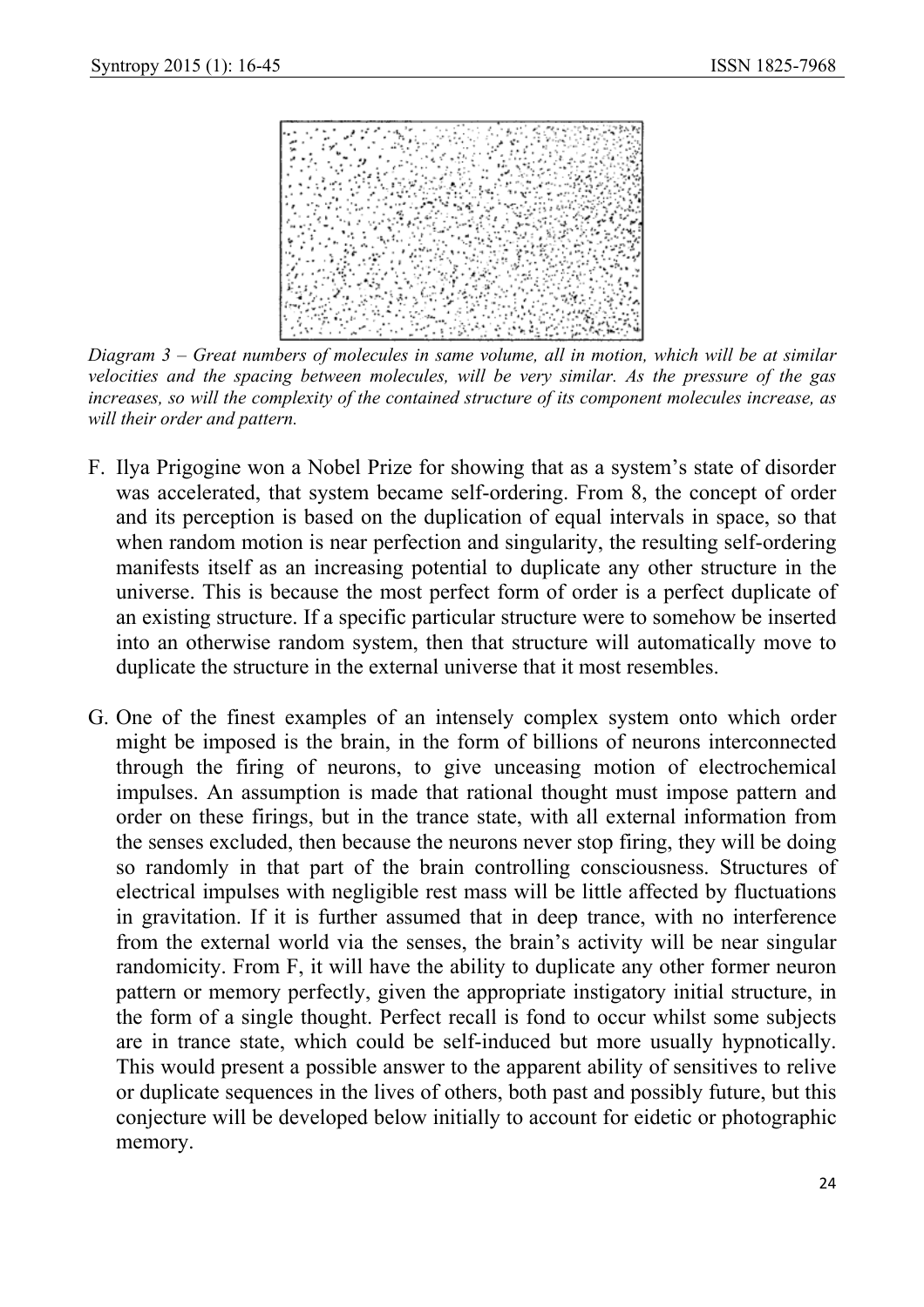*Diagram 3 – Great numbers of molecules in same volume, all in motion, which will be at similar velocities and the spacing between molecules, will be very similar. As the pressure of the gas increases, so will the complexity of the contained structure of its component molecules increase, as will their order and pattern.*

F. Ilya Prigogine won a Nobel Prize for showing that as a system's state of disorder was accelerated, that system became self-ordering. From 8, the concept of order and its perception is based on the duplication of equal intervals in space, so that when random motion is near perfection and singularity, the resulting self-ordering manifests itself as an increasing potential to duplicate any other structure in the universe. This is because the most perfect form of order is a perfect duplicate of an existing structure. If a specific particular structure were to somehow be inserted into an otherwise random system, then that structure will automatically move to duplicate the structure in the external universe that it most resembles.

G. One of the finest examples of an intensely complex system onto which order might be imposed is the brain, in the form of billions of neurons interconnected through the firing of neurons, to give unceasing motion of electrochemical impulses. An assumption is made that rational thought must impose pattern and order on these firings, but in the trance state, with all external information from the senses excluded, then because the neurons never stop firing, they will be doing so randomly in that part of the brain controlling consciousness. Structures of electrical impulses with negligible rest mass will be little affected by fluctuations in gravitation. If it is further assumed that in deep trance, with no interference from the external world via the senses, the brain's activity will be near singular randomicity. From F, it will have the ability to duplicate any other former neuron pattern or memory perfectly, given the appropriate instigatory initial structure, in the form of a single thought. Perfect recall is fond to occur whilst some subjects are in trance state, which could be self-induced but more usually hypnotically. This would present a possible answer to the apparent ability of sensitives to relive or duplicate sequences in the lives of others, both past and possibly future, but this conjecture will be developed below initially to account for eidetic or photographic memory.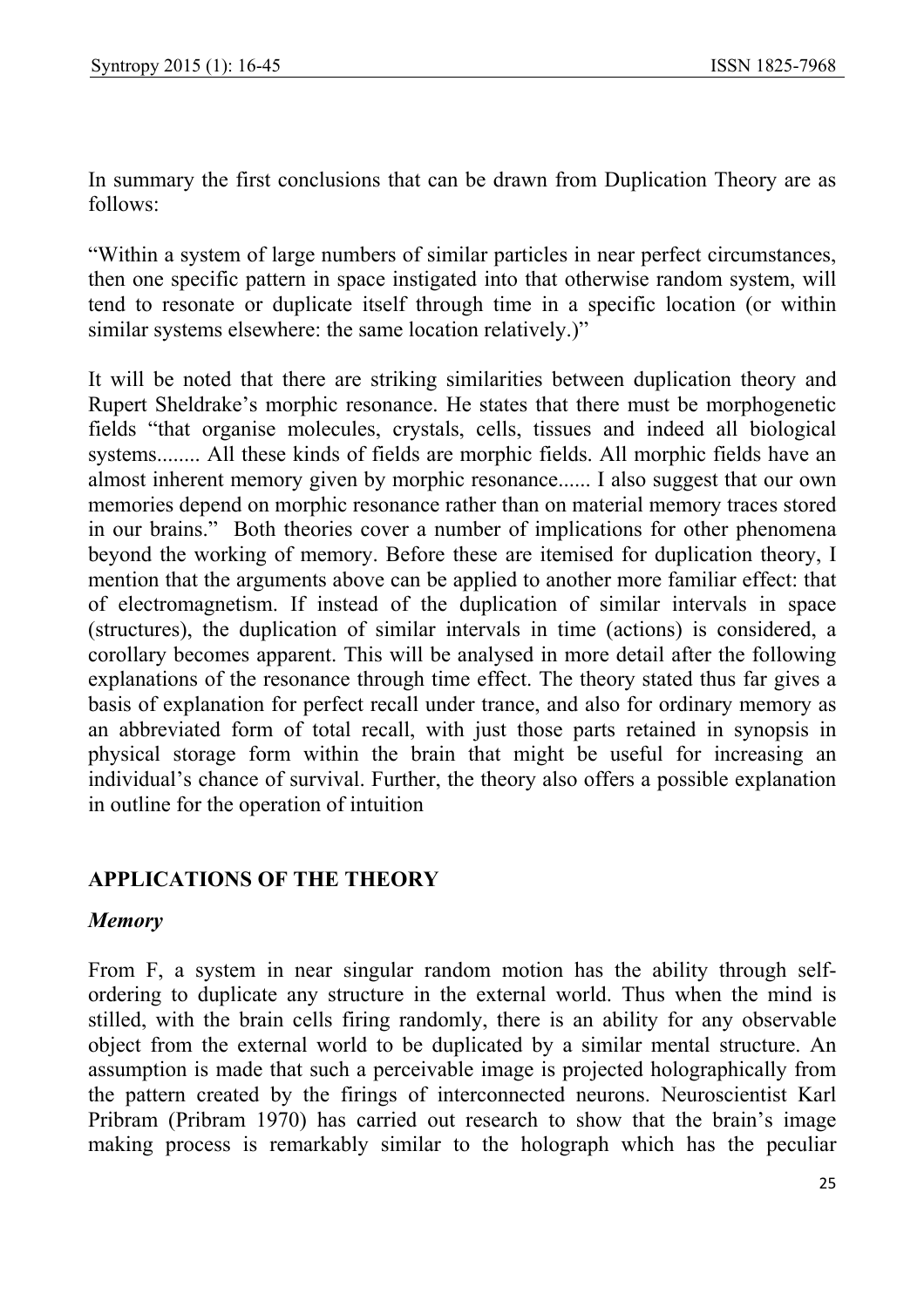In summary the first conclusions that can be drawn from Duplication Theory are as follows:

"Within a system of large numbers of similar particles in near perfect circumstances, then one specific pattern in space instigated into that otherwise random system, will tend to resonate or duplicate itself through time in a specific location (or within similar systems elsewhere: the same location relatively.)"

It will be noted that there are striking similarities between duplication theory and Rupert Sheldrake's morphic resonance. He states that there must be morphogenetic fields "that organise molecules, crystals, cells, tissues and indeed all biological systems........ All these kinds of fields are morphic fields. All morphic fields have an almost inherent memory given by morphic resonance...... I also suggest that our own memories depend on morphic resonance rather than on material memory traces stored in our brains." Both theories cover a number of implications for other phenomena beyond the working of memory. Before these are itemised for duplication theory, I mention that the arguments above can be applied to another more familiar effect: that of electromagnetism. If instead of the duplication of similar intervals in space (structures), the duplication of similar intervals in time (actions) is considered, a corollary becomes apparent. This will be analysed in more detail after the following explanations of the resonance through time effect. The theory stated thus far gives a basis of explanation for perfect recall under trance, and also for ordinary memory as an abbreviated form of total recall, with just those parts retained in synopsis in physical storage form within the brain that might be useful for increasing an individual's chance of survival. Further, the theory also offers a possible explanation in outline for the operation of intuition

## APPLICATIONS OF THE THEORY

### *Memory*

From F, a system in near singular random motion has the ability through self-ordering to duplicate any structure in the external world. Thus when the mind is stilled, with the brain cells firing randomly, there is an ability for any observable object from the external world to be duplicated by a similar mental structure. An assumption is made that such a perceivable image is projected holographically from the pattern created by the firings of interconnected neurons. Neuroscientist Karl Pribram (Pribram 1970) has carried out research to show that the brain's image making process is remarkably similar to the holograph which has the peculiar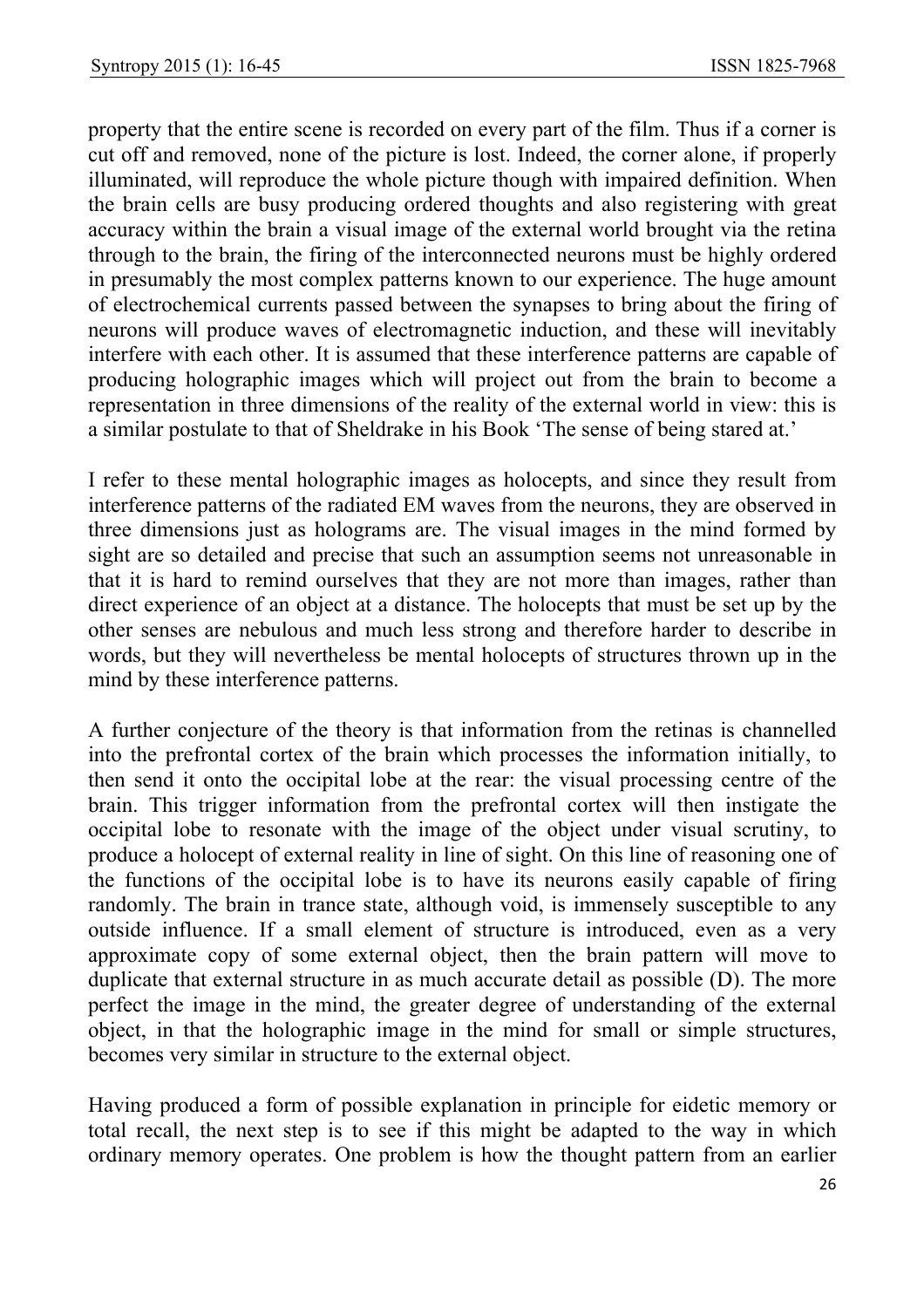property that the entire scene is recorded on every part of the film. Thus if a corner is cut off and removed, none of the picture is lost. Indeed, the corner alone, if properly illuminated, will reproduce the whole picture though with impaired definition. When the brain cells are busy producing ordered thoughts and also registering with great accuracy within the brain a visual image of the external world brought via the retina through to the brain, the firing of the interconnected neurons must be highly ordered in presumably the most complex patterns known to our experience. The huge amount of electrochemical currents passed between the synapses to bring about the firing of neurons will produce waves of electromagnetic induction, and these will inevitably interfere with each other. It is assumed that these interference patterns are capable of producing holographic images which will project out from the brain to become a representation in three dimensions of the reality of the external world in view: this is a similar postulate to that of Sheldrake in his Book 'The sense of being stared at.'

I refer to these mental holographic images as holocepts, and since they result from interference patterns of the radiated EM waves from the neurons, they are observed in three dimensions just as holograms are. The visual images in the mind formed by sight are so detailed and precise that such an assumption seems not unreasonable in that it is hard to remind ourselves that they are not more than images, rather than direct experience of an object at a distance. The holocepts that must be set up by the other senses are nebulous and much less strong and therefore harder to describe in words, but they will nevertheless be mental holocepts of structures thrown up in the mind by these interference patterns.

A further conjecture of the theory is that information from the retinas is channelled into the prefrontal cortex of the brain which processes the information initially, to then send it onto the occipital lobe at the rear: the visual processing centre of the brain. This trigger information from the prefrontal cortex will then instigate the occipital lobe to resonate with the image of the object under visual scrutiny, to produce a holocept of external reality in line of sight. On this line of reasoning one of the functions of the occipital lobe is to have its neurons easily capable of firing randomly. The brain in trance state, although void, is immensely susceptible to any outside influence. If a small element of structure is introduced, even as a very approximate copy of some external object, then the brain pattern will move to duplicate that external structure in as much accurate detail as possible (D). The more perfect the image in the mind, the greater degree of understanding of the external object, in that the holographic image in the mind for small or simple structures, becomes very similar in structure to the external object.

Having produced a form of possible explanation in principle for eidetic memory or total recall, the next step is to see if this might be adapted to the way in which ordinary memory operates. One problem is how the thought pattern from an earlier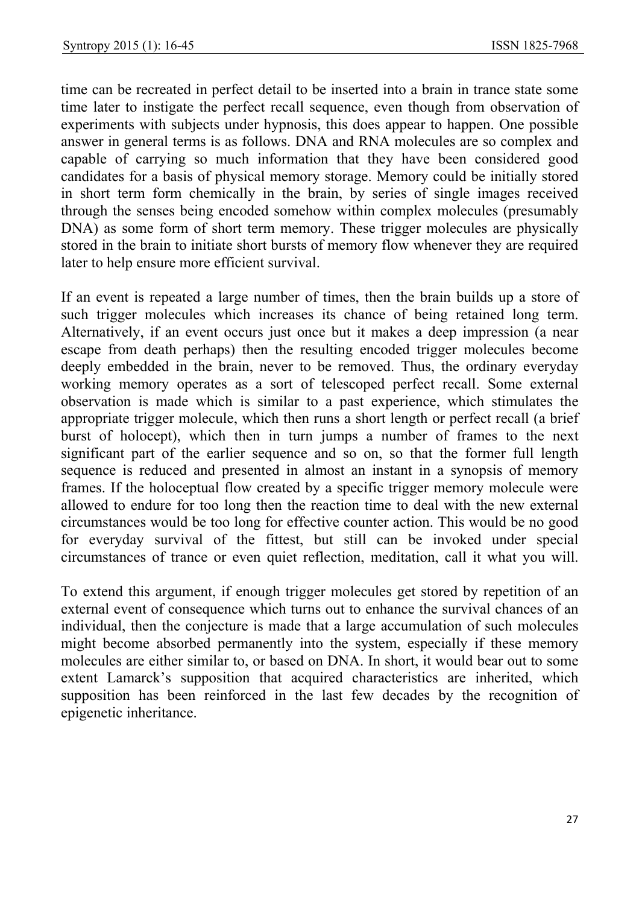time can be recreated in perfect detail to be inserted into a brain in trance state some time later to instigate the perfect recall sequence, even though from observation of experiments with subjects under hypnosis, this does appear to happen. One possible answer in general terms is as follows. DNA and RNA molecules are so complex and capable of carrying so much information that they have been considered good candidates for a basis of physical memory storage. Memory could be initially stored in short term form chemically in the brain, by series of single images received through the senses being encoded somehow within complex molecules (presumably DNA) as some form of short term memory. These trigger molecules are physically stored in the brain to initiate short bursts of memory flow whenever they are required later to help ensure more efficient survival.

If an event is repeated a large number of times, then the brain builds up a store of such trigger molecules which increases its chance of being retained long term. Alternatively, if an event occurs just once but it makes a deep impression (a near escape from death perhaps) then the resulting encoded trigger molecules become deeply embedded in the brain, never to be removed. Thus, the ordinary everyday working memory operates as a sort of telescoped perfect recall. Some external observation is made which is similar to a past experience, which stimulates the appropriate trigger molecule, which then runs a short length or perfect recall (a brief burst of holocept), which then in turn jumps a number of frames to the next significant part of the earlier sequence and so on, so that the former full length sequence is reduced and presented in almost an instant in a synopsis of memory frames. If the holoceptual flow created by a specific trigger memory molecule were allowed to endure for too long then the reaction time to deal with the new external circumstances would be too long for effective counter action. This would be no good for everyday survival of the fittest, but still can be invoked under special circumstances of trance or even quiet reflection, meditation, call it what you will.

To extend this argument, if enough trigger molecules get stored by repetition of an external event of consequence which turns out to enhance the survival chances of an individual, then the conjecture is made that a large accumulation of such molecules might become absorbed permanently into the system, especially if these memory molecules are either similar to, or based on DNA. In short, it would bear out to some extent Lamarck's supposition that acquired characteristics are inherited, which supposition has been reinforced in the last few decades by the recognition of epigenetic inheritance.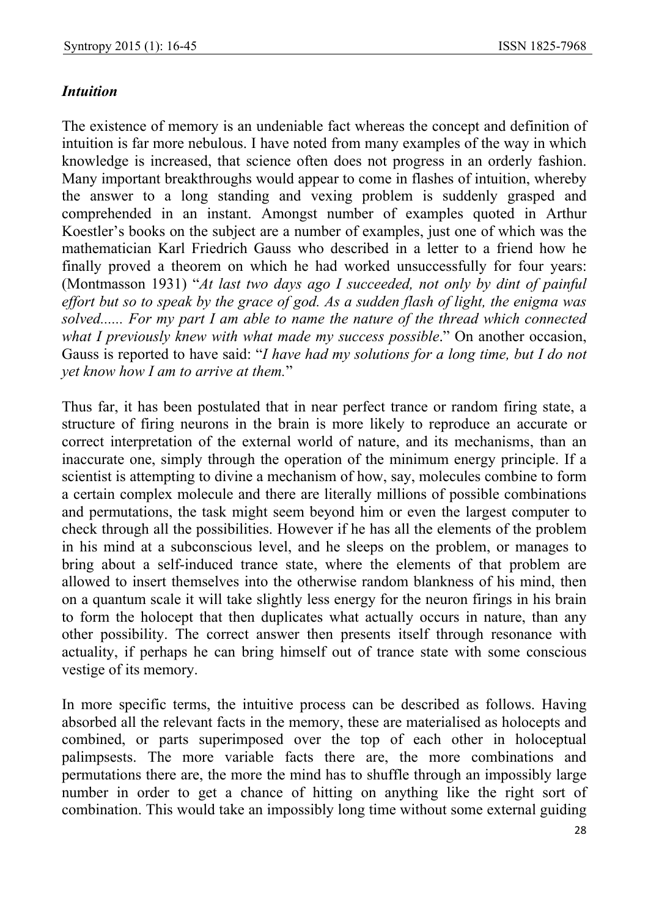### *Intuition*

The existence of memory is an undeniable fact whereas the concept and definition of intuition is far more nebulous. I have noted from many examples of the way in which knowledge is increased, that science often does not progress in an orderly fashion. Many important breakthroughs would appear to come in flashes of intuition, whereby the answer to a long standing and vexing problem is suddenly grasped and comprehended in an instant. Amongst number of examples quoted in Arthur Koestler's books on the subject are a number of examples, just one of which was the mathematician Karl Friedrich Gauss who described in a letter to a friend how he finally proved a theorem on which he had worked unsuccessfully for four years: (Montmasson 1931) "*At last two days ago I succeeded, not only by dint of painful effort but so to speak by the grace of god. As a sudden flash of light, the enigma was solved...... For my part I am able to name the nature of the thread which connected what I previously knew with what made my success possible*." On another occasion, Gauss is reported to have said: "*I have had my solutions for a long time, but I do not yet know how I am to arrive at them.*"

Thus far, it has been postulated that in near perfect trance or random firing state, a structure of firing neurons in the brain is more likely to reproduce an accurate or correct interpretation of the external world of nature, and its mechanisms, than an inaccurate one, simply through the operation of the minimum energy principle. If a scientist is attempting to divine a mechanism of how, say, molecules combine to form a certain complex molecule and there are literally millions of possible combinations and permutations, the task might seem beyond him or even the largest computer to check through all the possibilities. However if he has all the elements of the problem in his mind at a subconscious level, and he sleeps on the problem, or manages to bring about a self-induced trance state, where the elements of that problem are allowed to insert themselves into the otherwise random blankness of his mind, then on a quantum scale it will take slightly less energy for the neuron firings in his brain to form the holocept that then duplicates what actually occurs in nature, than any other possibility. The correct answer then presents itself through resonance with actuality, if perhaps he can bring himself out of trance state with some conscious vestige of its memory.

In more specific terms, the intuitive process can be described as follows. Having absorbed all the relevant facts in the memory, these are materialised as holocepts and combined, or parts superimposed over the top of each other in holoceptual palimpsests. The more variable facts there are, the more combinations and permutations there are, the more the mind has to shuffle through an impossibly large number in order to get a chance of hitting on anything like the right sort of combination. This would take an impossibly long time without some external guiding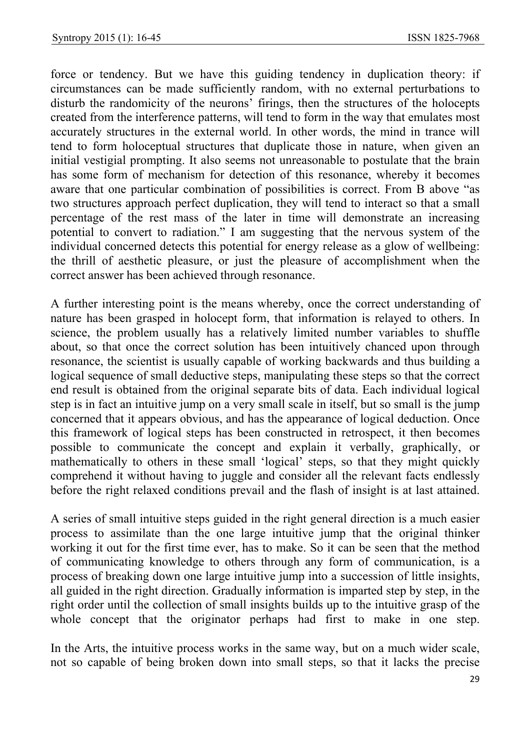force or tendency. But we have this guiding tendency in duplication theory: if circumstances can be made sufficiently random, with no external perturbations to disturb the randomicity of the neurons' firings, then the structures of the holocepts created from the interference patterns, will tend to form in the way that emulates most accurately structures in the external world. In other words, the mind in trance will tend to form holoceptual structures that duplicate those in nature, when given an initial vestigial prompting. It also seems not unreasonable to postulate that the brain has some form of mechanism for detection of this resonance, whereby it becomes aware that one particular combination of possibilities is correct. From B above "as two structures approach perfect duplication, they will tend to interact so that a small percentage of the rest mass of the later in time will demonstrate an increasing potential to convert to radiation." I am suggesting that the nervous system of the individual concerned detects this potential for energy release as a glow of wellbeing: the thrill of aesthetic pleasure, or just the pleasure of accomplishment when the correct answer has been achieved through resonance.

A further interesting point is the means whereby, once the correct understanding of nature has been grasped in holocept form, that information is relayed to others. In science, the problem usually has a relatively limited number variables to shuffle about, so that once the correct solution has been intuitively chanced upon through resonance, the scientist is usually capable of working backwards and thus building a logical sequence of small deductive steps, manipulating these steps so that the correct end result is obtained from the original separate bits of data. Each individual logical step is in fact an intuitive jump on a very small scale in itself, but so small is the jump concerned that it appears obvious, and has the appearance of logical deduction. Once this framework of logical steps has been constructed in retrospect, it then becomes possible to communicate the concept and explain it verbally, graphically, or mathematically to others in these small 'logical' steps, so that they might quickly comprehend it without having to juggle and consider all the relevant facts endlessly before the right relaxed conditions prevail and the flash of insight is at last attained.

A series of small intuitive steps guided in the right general direction is a much easier process to assimilate than the one large intuitive jump that the original thinker working it out for the first time ever, has to make. So it can be seen that the method of communicating knowledge to others through any form of communication, is a process of breaking down one large intuitive jump into a succession of little insights, all guided in the right direction. Gradually information is imparted step by step, in the right order until the collection of small insights builds up to the intuitive grasp of the whole concept that the originator perhaps had first to make in one step.

In the Arts, the intuitive process works in the same way, but on a much wider scale, not so capable of being broken down into small steps, so that it lacks the precise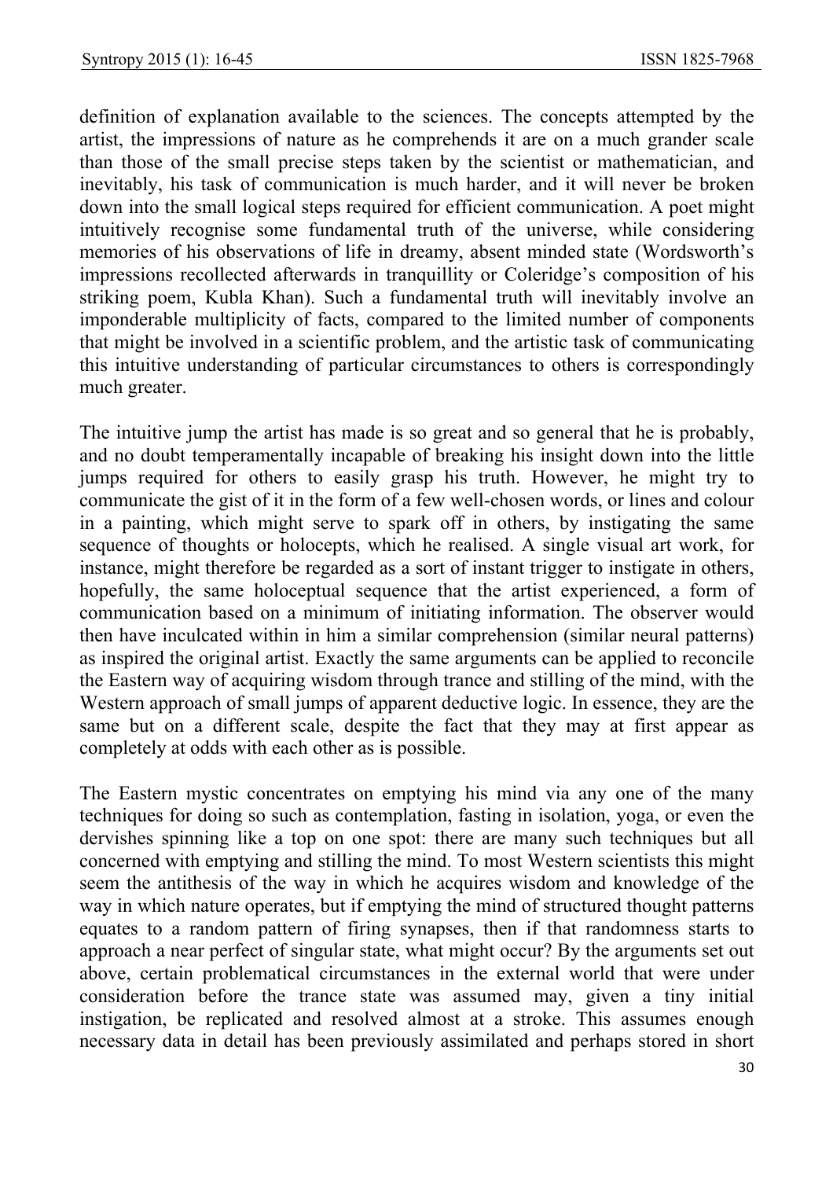definition of explanation available to the sciences. The concepts attempted by the artist, the impressions of nature as he comprehends it are on a much grander scale than those of the small precise steps taken by the scientist or mathematician, and inevitably, his task of communication is much harder, and it will never be broken down into the small logical steps required for efficient communication. A poet might intuitively recognise some fundamental truth of the universe, while considering memories of his observations of life in dreamy, absent minded state (Wordsworth's impressions recollected afterwards in tranquillity or Coleridge's composition of his striking poem, Kubla Khan). Such a fundamental truth will inevitably involve an imponderable multiplicity of facts, compared to the limited number of components that might be involved in a scientific problem, and the artistic task of communicating this intuitive understanding of particular circumstances to others is correspondingly much greater.

The intuitive jump the artist has made is so great and so general that he is probably, and no doubt temperamentally incapable of breaking his insight down into the little jumps required for others to easily grasp his truth. However, he might try to communicate the gist of it in the form of a few well-chosen words, or lines and colour in a painting, which might serve to spark off in others, by instigating the same sequence of thoughts or holocepts, which he realised. A single visual art work, for instance, might therefore be regarded as a sort of instant trigger to instigate in others, hopefully, the same holoceptual sequence that the artist experienced, a form of communication based on a minimum of initiating information. The observer would then have inculcated within in him a similar comprehension (similar neural patterns) as inspired the original artist. Exactly the same arguments can be applied to reconcile the Eastern way of acquiring wisdom through trance and stilling of the mind, with the Western approach of small jumps of apparent deductive logic. In essence, they are the same but on a different scale, despite the fact that they may at first appear as completely at odds with each other as is possible.

The Eastern mystic concentrates on emptying his mind via any one of the many techniques for doing so such as contemplation, fasting in isolation, yoga, or even the dervishes spinning like a top on one spot: there are many such techniques but all concerned with emptying and stilling the mind. To most Western scientists this might seem the antithesis of the way in which he acquires wisdom and knowledge of the way in which nature operates, but if emptying the mind of structured thought patterns equates to a random pattern of firing synapses, then if that randomness starts to approach a near perfect of singular state, what might occur? By the arguments set out above, certain problematical circumstances in the external world that were under consideration before the trance state was assumed may, given a tiny initial instigation, be replicated and resolved almost at a stroke. This assumes enough necessary data in detail has been previously assimilated and perhaps stored in short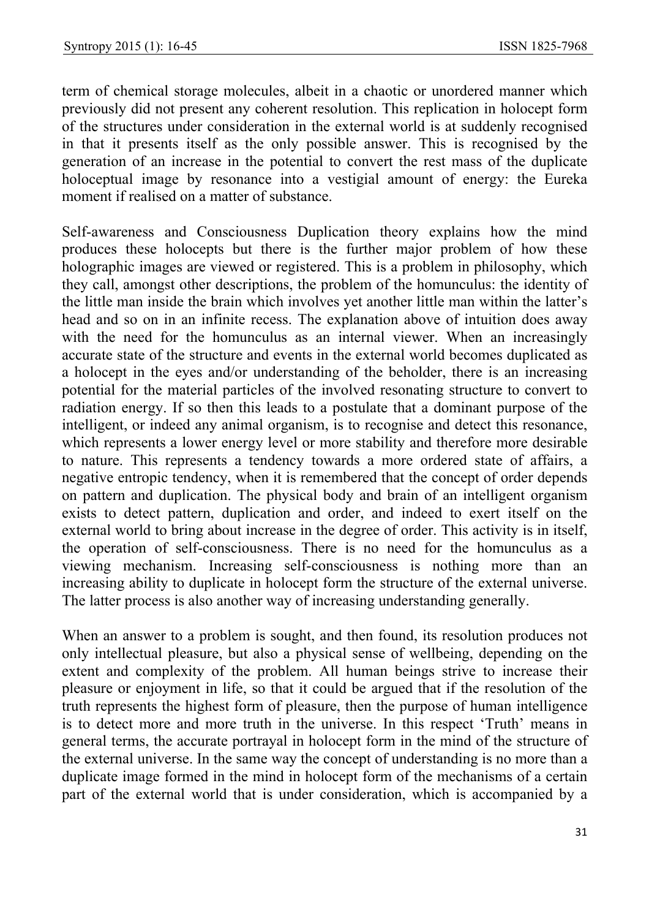term of chemical storage molecules, albeit in a chaotic or unordered manner which previously did not present any coherent resolution. This replication in holocept form of the structures under consideration in the external world is at suddenly recognised in that it presents itself as the only possible answer. This is recognised by the generation of an increase in the potential to convert the rest mass of the duplicate holoceptual image by resonance into a vestigial amount of energy: the Eureka moment if realised on a matter of substance.

Self-awareness and Consciousness Duplication theory explains how the mind produces these holocepts but there is the further major problem of how these holographic images are viewed or registered. This is a problem in philosophy, which they call, amongst other descriptions, the problem of the homunculus: the identity of the little man inside the brain which involves yet another little man within the latter's head and so on in an infinite recess. The explanation above of intuition does away with the need for the homunculus as an internal viewer. When an increasingly accurate state of the structure and events in the external world becomes duplicated as a holocept in the eyes and/or understanding of the beholder, there is an increasing potential for the material particles of the involved resonating structure to convert to radiation energy. If so then this leads to a postulate that a dominant purpose of the intelligent, or indeed any animal organism, is to recognise and detect this resonance, which represents a lower energy level or more stability and therefore more desirable to nature. This represents a tendency towards a more ordered state of affairs, a negative entropic tendency, when it is remembered that the concept of order depends on pattern and duplication. The physical body and brain of an intelligent organism exists to detect pattern, duplication and order, and indeed to exert itself on the external world to bring about increase in the degree of order. This activity is in itself, the operation of self-consciousness. There is no need for the homunculus as a viewing mechanism. Increasing self-consciousness is nothing more than an increasing ability to duplicate in holocept form the structure of the external universe. The latter process is also another way of increasing understanding generally.

When an answer to a problem is sought, and then found, its resolution produces not only intellectual pleasure, but also a physical sense of wellbeing, depending on the extent and complexity of the problem. All human beings strive to increase their pleasure or enjoyment in life, so that it could be argued that if the resolution of the truth represents the highest form of pleasure, then the purpose of human intelligence is to detect more and more truth in the universe. In this respect 'Truth' means in general terms, the accurate portrayal in holocept form in the mind of the structure of the external universe. In the same way the concept of understanding is no more than a duplicate image formed in the mind in holocept form of the mechanisms of a certain part of the external world that is under consideration, which is accompanied by a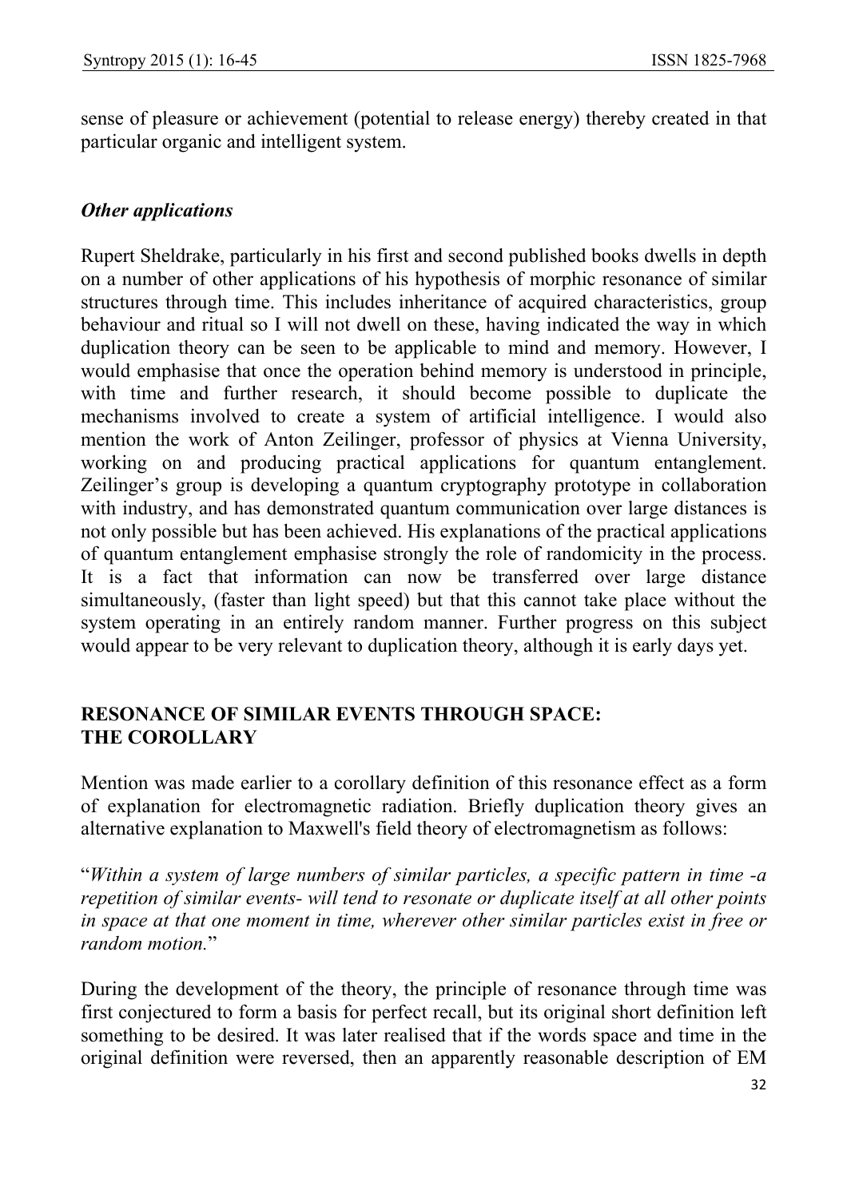sense of pleasure or achievement (potential to release energy) thereby created in that particular organic and intelligent system.

### *Other applications*

Rupert Sheldrake, particularly in his first and second published books dwells in depth on a number of other applications of his hypothesis of morphic resonance of similar structures through time. This includes inheritance of acquired characteristics, group behaviour and ritual so I will not dwell on these, having indicated the way in which duplication theory can be seen to be applicable to mind and memory. However, I would emphasise that once the operation behind memory is understood in principle, with time and further research, it should become possible to duplicate the mechanisms involved to create a system of artificial intelligence. I would also mention the work of Anton Zeilinger, professor of physics at Vienna University, working on and producing practical applications for quantum entanglement. Zeilinger's group is developing a quantum cryptography prototype in collaboration with industry, and has demonstrated quantum communication over large distances is not only possible but has been achieved. His explanations of the practical applications of quantum entanglement emphasise strongly the role of randomicity in the process. It is a fact that information can now be transferred over large distance simultaneously, (faster than light speed) but that this cannot take place without the system operating in an entirely random manner. Further progress on this subject would appear to be very relevant to duplication theory, although it is early days yet.

## RESONANCE OF SIMILAR EVENTS THROUGH SPACE: THE COROLLARY

Mention was made earlier to a corollary definition of this resonance effect as a form of explanation for electromagnetic radiation. Briefly duplication theory gives an alternative explanation to Maxwell's field theory of electromagnetism as follows:

"*Within a system of large numbers of similar particles, a specific pattern in time -a repetition of similar events- will tend to resonate or duplicate itself at all other points in space at that one moment in time, wherever other similar particles exist in free or random motion.*"

During the development of the theory, the principle of resonance through time was first conjectured to form a basis for perfect recall, but its original short definition left something to be desired. It was later realised that if the words space and time in the original definition were reversed, then an apparently reasonable description of EM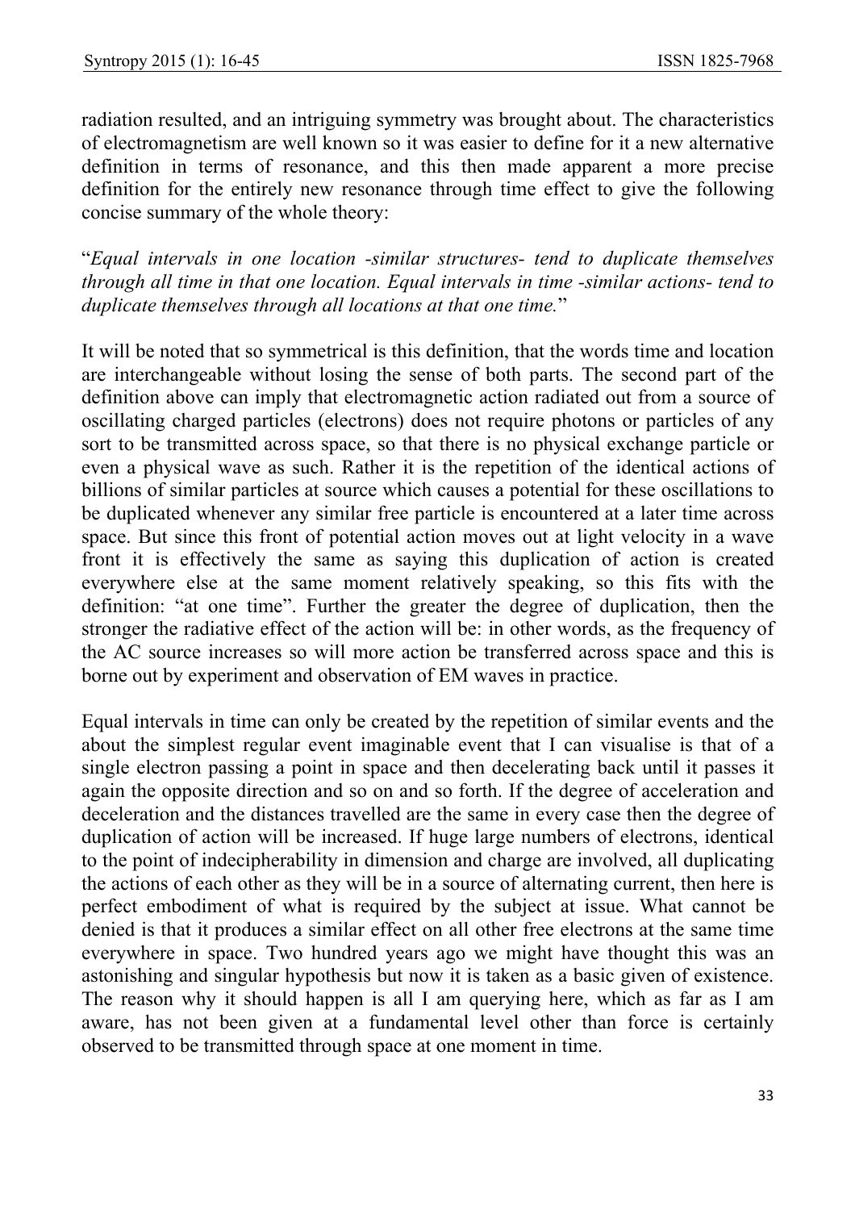radiation resulted, and an intriguing symmetry was brought about. The characteristics of electromagnetism are well known so it was easier to define for it a new alternative definition in terms of resonance, and this then made apparent a more precise definition for the entirely new resonance through time effect to give the following concise summary of the whole theory:

"*Equal intervals in one location -similar structures- tend to duplicate themselves through all time in that one location. Equal intervals in time -similar actions- tend to duplicate themselves through all locations at that one time.*"

It will be noted that so symmetrical is this definition, that the words time and location are interchangeable without losing the sense of both parts. The second part of the definition above can imply that electromagnetic action radiated out from a source of oscillating charged particles (electrons) does not require photons or particles of any sort to be transmitted across space, so that there is no physical exchange particle or even a physical wave as such. Rather it is the repetition of the identical actions of billions of similar particles at source which causes a potential for these oscillations to be duplicated whenever any similar free particle is encountered at a later time across space. But since this front of potential action moves out at light velocity in a wave front it is effectively the same as saying this duplication of action is created everywhere else at the same moment relatively speaking, so this fits with the definition: "at one time". Further the greater the degree of duplication, then the stronger the radiative effect of the action will be: in other words, as the frequency of the AC source increases so will more action be transferred across space and this is borne out by experiment and observation of EM waves in practice.

Equal intervals in time can only be created by the repetition of similar events and the about the simplest regular event imaginable event that I can visualise is that of a single electron passing a point in space and then decelerating back until it passes it again the opposite direction and so on and so forth. If the degree of acceleration and deceleration and the distances travelled are the same in every case then the degree of duplication of action will be increased. If huge large numbers of electrons, identical to the point of indecipherability in dimension and charge are involved, all duplicating the actions of each other as they will be in a source of alternating current, then here is perfect embodiment of what is required by the subject at issue. What cannot be denied is that it produces a similar effect on all other free electrons at the same time everywhere in space. Two hundred years ago we might have thought this was an astonishing and singular hypothesis but now it is taken as a basic given of existence. The reason why it should happen is all I am querying here, which as far as I am aware, has not been given at a fundamental level other than force is certainly observed to be transmitted through space at one moment in time.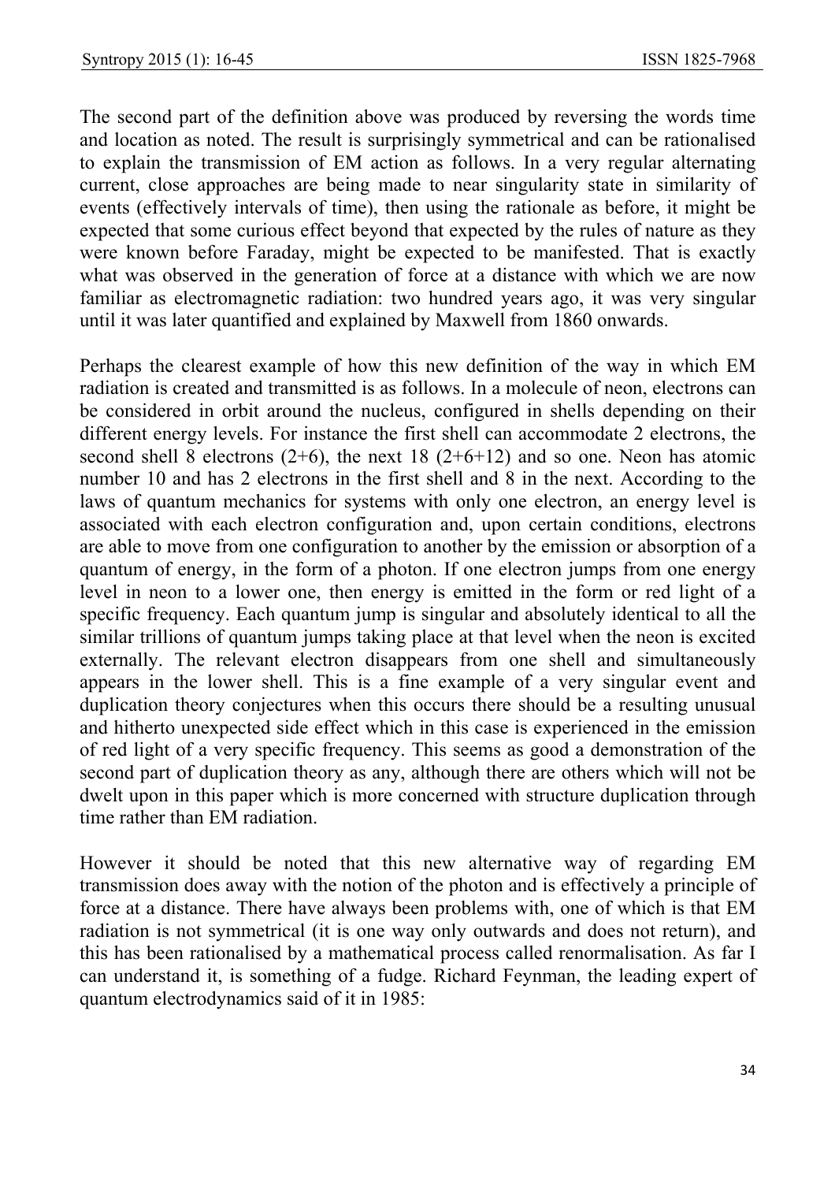The second part of the definition above was produced by reversing the words time and location as noted. The result is surprisingly symmetrical and can be rationalised to explain the transmission of EM action as follows. In a very regular alternating current, close approaches are being made to near singularity state in similarity of events (effectively intervals of time), then using the rationale as before, it might be expected that some curious effect beyond that expected by the rules of nature as they were known before Faraday, might be expected to be manifested. That is exactly what was observed in the generation of force at a distance with which we are now familiar as electromagnetic radiation: two hundred years ago, it was very singular until it was later quantified and explained by Maxwell from 1860 onwards.

Perhaps the clearest example of how this new definition of the way in which EM radiation is created and transmitted is as follows. In a molecule of neon, electrons can be considered in orbit around the nucleus, configured in shells depending on their different energy levels. For instance the first shell can accommodate 2 electrons, the second shell 8 electrons (2+6), the next 18 (2+6+12) and so one. Neon has atomic number 10 and has 2 electrons in the first shell and 8 in the next. According to the laws of quantum mechanics for systems with only one electron, an energy level is associated with each electron configuration and, upon certain conditions, electrons are able to move from one configuration to another by the emission or absorption of a quantum of energy, in the form of a photon. If one electron jumps from one energy level in neon to a lower one, then energy is emitted in the form or red light of a specific frequency. Each quantum jump is singular and absolutely identical to all the similar trillions of quantum jumps taking place at that level when the neon is excited externally. The relevant electron disappears from one shell and simultaneously appears in the lower shell. This is a fine example of a very singular event and duplication theory conjectures when this occurs there should be a resulting unusual and hitherto unexpected side effect which in this case is experienced in the emission of red light of a very specific frequency. This seems as good a demonstration of the second part of duplication theory as any, although there are others which will not be dwelt upon in this paper which is more concerned with structure duplication through time rather than EM radiation.

However it should be noted that this new alternative way of regarding EM transmission does away with the notion of the photon and is effectively a principle of force at a distance. There have always been problems with, one of which is that EM radiation is not symmetrical (it is one way only outwards and does not return), and this has been rationalised by a mathematical process called renormalisation. As far I can understand it, is something of a fudge. Richard Feynman, the leading expert of quantum electrodynamics said of it in 1985: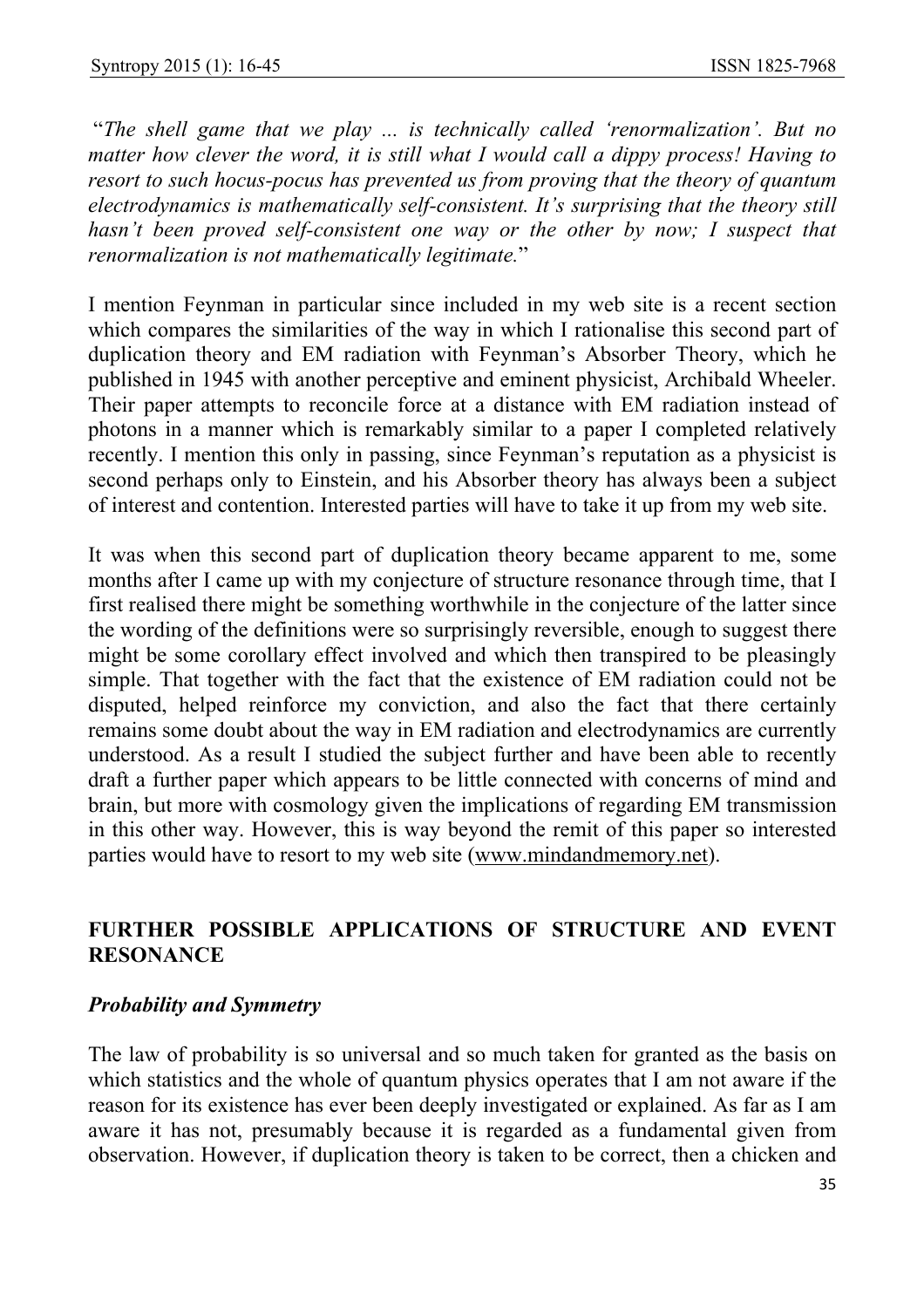“*The shell game that we play ... is technically called ‘renormalization’. But no matter how clever the word, it is still what I would call a dippy process! Having to resort to such hocus-pocus has prevented us from proving that the theory of quantum electrodynamics is mathematically self-consistent. It’s surprising that the theory still hasn’t been proved self-consistent one way or the other by now; I suspect that renormalization is not mathematically legitimate.*”

I mention Feynman in particular since included in my web site is a recent section which compares the similarities of the way in which I rationalise this second part of duplication theory and EM radiation with Feynman’s Absorber Theory, which he published in 1945 with another perceptive and eminent physicist, Archibald Wheeler. Their paper attempts to reconcile force at a distance with EM radiation instead of photons in a manner which is remarkably similar to a paper I completed relatively recently. I mention this only in passing, since Feynman’s reputation as a physicist is second perhaps only to Einstein, and his Absorber theory has always been a subject of interest and contention. Interested parties will have to take it up from my web site.

It was when this second part of duplication theory became apparent to me, some months after I came up with my conjecture of structure resonance through time, that I first realised there might be something worthwhile in the conjecture of the latter since the wording of the definitions were so surprisingly reversible, enough to suggest there might be some corollary effect involved and which then transpired to be pleasingly simple. That together with the fact that the existence of EM radiation could not be disputed, helped reinforce my conviction, and also the fact that there certainly remains some doubt about the way in EM radiation and electrodynamics are currently understood. As a result I studied the subject further and have been able to recently draft a further paper which appears to be little connected with concerns of mind and brain, but more with cosmology given the implications of regarding EM transmission in this other way. However, this is way beyond the remit of this paper so interested parties would have to resort to my web site (www.mindandmemory.net).

## FURTHER POSSIBLE APPLICATIONS OF STRUCTURE AND EVENT RESONANCE

### *Probability and Symmetry*

The law of probability is so universal and so much taken for granted as the basis on which statistics and the whole of quantum physics operates that I am not aware if the reason for its existence has ever been deeply investigated or explained. As far as I am aware it has not, presumably because it is regarded as a fundamental given from observation. However, if duplication theory is taken to be correct, then a chicken and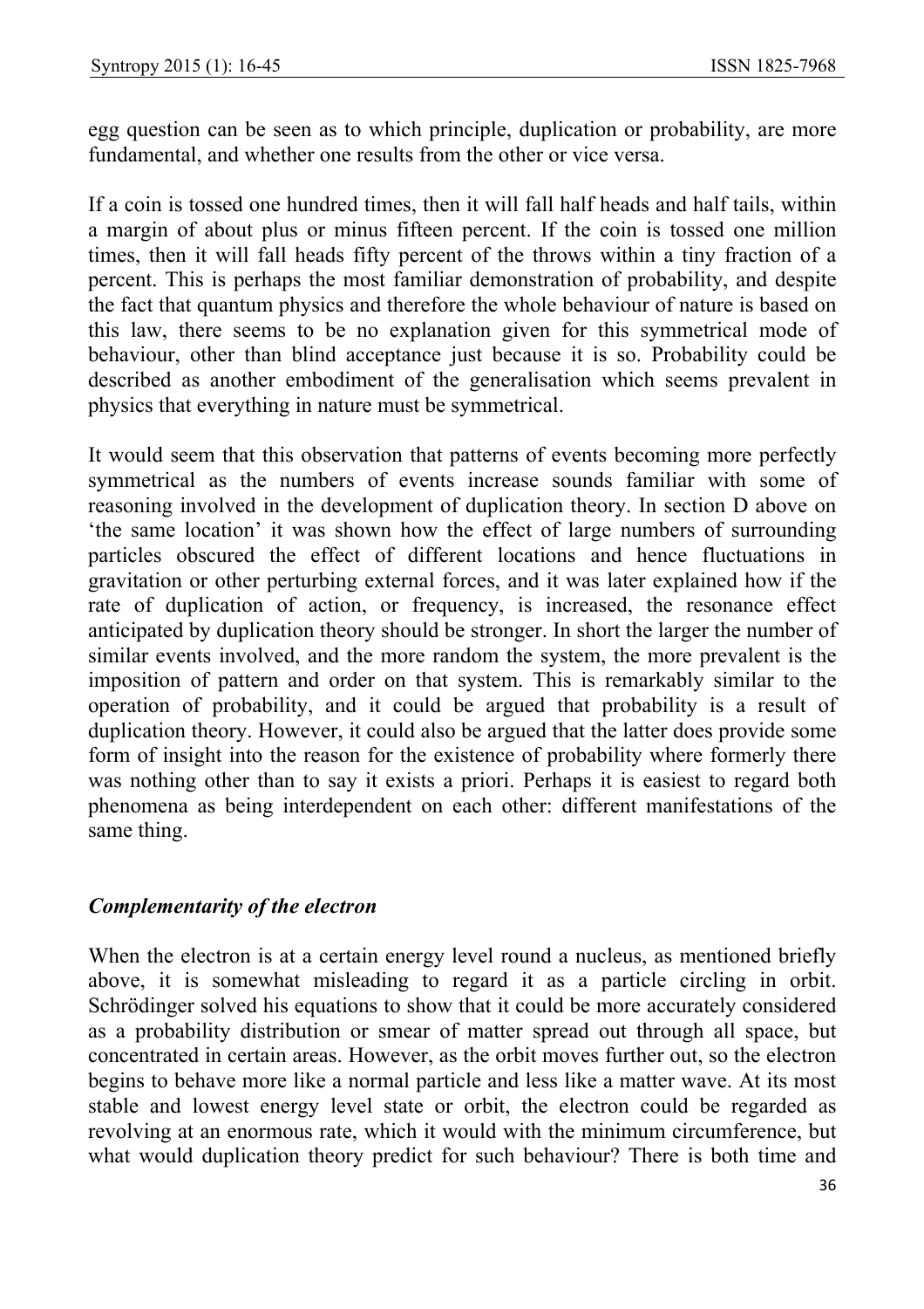egg question can be seen as to which principle, duplication or probability, are more fundamental, and whether one results from the other or vice versa.

If a coin is tossed one hundred times, then it will fall half heads and half tails, within a margin of about plus or minus fifteen percent. If the coin is tossed one million times, then it will fall heads fifty percent of the throws within a tiny fraction of a percent. This is perhaps the most familiar demonstration of probability, and despite the fact that quantum physics and therefore the whole behaviour of nature is based on this law, there seems to be no explanation given for this symmetrical mode of behaviour, other than blind acceptance just because it is so. Probability could be described as another embodiment of the generalisation which seems prevalent in physics that everything in nature must be symmetrical.

It would seem that this observation that patterns of events becoming more perfectly symmetrical as the numbers of events increase sounds familiar with some of reasoning involved in the development of duplication theory. In section D above on 'the same location' it was shown how the effect of large numbers of surrounding particles obscured the effect of different locations and hence fluctuations in gravitation or other perturbing external forces, and it was later explained how if the rate of duplication of action, or frequency, is increased, the resonance effect anticipated by duplication theory should be stronger. In short the larger the number of similar events involved, and the more random the system, the more prevalent is the imposition of pattern and order on that system. This is remarkably similar to the operation of probability, and it could be argued that probability is a result of duplication theory. However, it could also be argued that the latter does provide some form of insight into the reason for the existence of probability where formerly there was nothing other than to say it exists a priori. Perhaps it is easiest to regard both phenomena as being interdependent on each other: different manifestations of the same thing.

### *Complementarity of the electron*

When the electron is at a certain energy level round a nucleus, as mentioned briefly above, it is somewhat misleading to regard it as a particle circling in orbit. Schrödinger solved his equations to show that it could be more accurately considered as a probability distribution or smear of matter spread out through all space, but concentrated in certain areas. However, as the orbit moves further out, so the electron begins to behave more like a normal particle and less like a matter wave. At its most stable and lowest energy level state or orbit, the electron could be regarded as revolving at an enormous rate, which it would with the minimum circumference, but what would duplication theory predict for such behaviour? There is both time and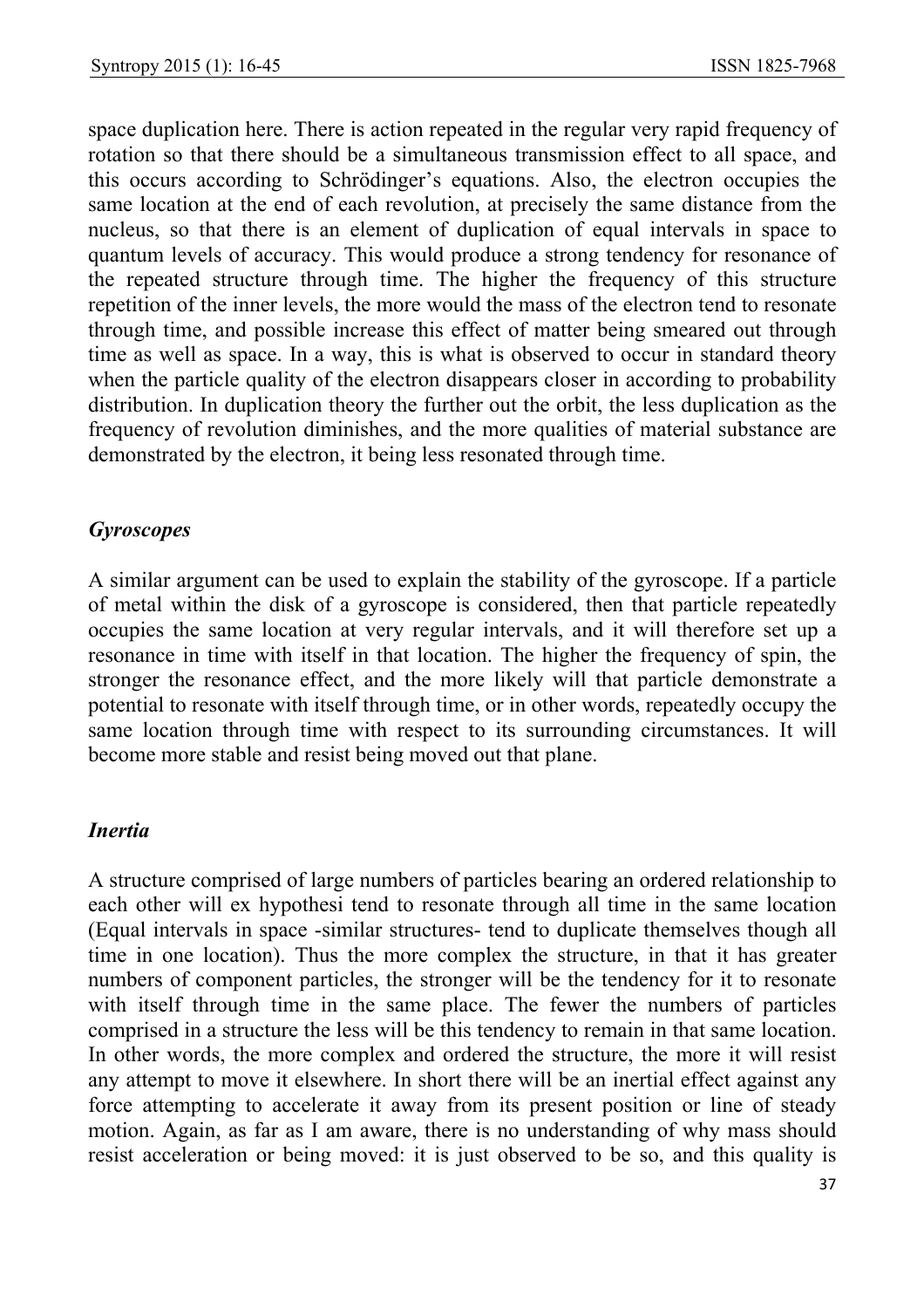space duplication here. There is action repeated in the regular very rapid frequency of rotation so that there should be a simultaneous transmission effect to all space, and this occurs according to Schrödinger's equations. Also, the electron occupies the same location at the end of each revolution, at precisely the same distance from the nucleus, so that there is an element of duplication of equal intervals in space to quantum levels of accuracy. This would produce a strong tendency for resonance of the repeated structure through time. The higher the frequency of this structure repetition of the inner levels, the more would the mass of the electron tend to resonate through time, and possible increase this effect of matter being smeared out through time as well as space. In a way, this is what is observed to occur in standard theory when the particle quality of the electron disappears closer in according to probability distribution. In duplication theory the further out the orbit, the less duplication as the frequency of revolution diminishes, and the more qualities of material substance are demonstrated by the electron, it being less resonated through time.

### *Gyroscopes*

A similar argument can be used to explain the stability of the gyroscope. If a particle of metal within the disk of a gyroscope is considered, then that particle repeatedly occupies the same location at very regular intervals, and it will therefore set up a resonance in time with itself in that location. The higher the frequency of spin, the stronger the resonance effect, and the more likely will that particle demonstrate a potential to resonate with itself through time, or in other words, repeatedly occupy the same location through time with respect to its surrounding circumstances. It will become more stable and resist being moved out that plane.

### *Inertia*

A structure comprised of large numbers of particles bearing an ordered relationship to each other will ex hypothesi tend to resonate through all time in the same location (Equal intervals in space -similar structures- tend to duplicate themselves though all time in one location). Thus the more complex the structure, in that it has greater numbers of component particles, the stronger will be the tendency for it to resonate with itself through time in the same place. The fewer the numbers of particles comprised in a structure the less will be this tendency to remain in that same location. In other words, the more complex and ordered the structure, the more it will resist any attempt to move it elsewhere. In short there will be an inertial effect against any force attempting to accelerate it away from its present position or line of steady motion. Again, as far as I am aware, there is no understanding of why mass should resist acceleration or being moved: it is just observed to be so, and this quality is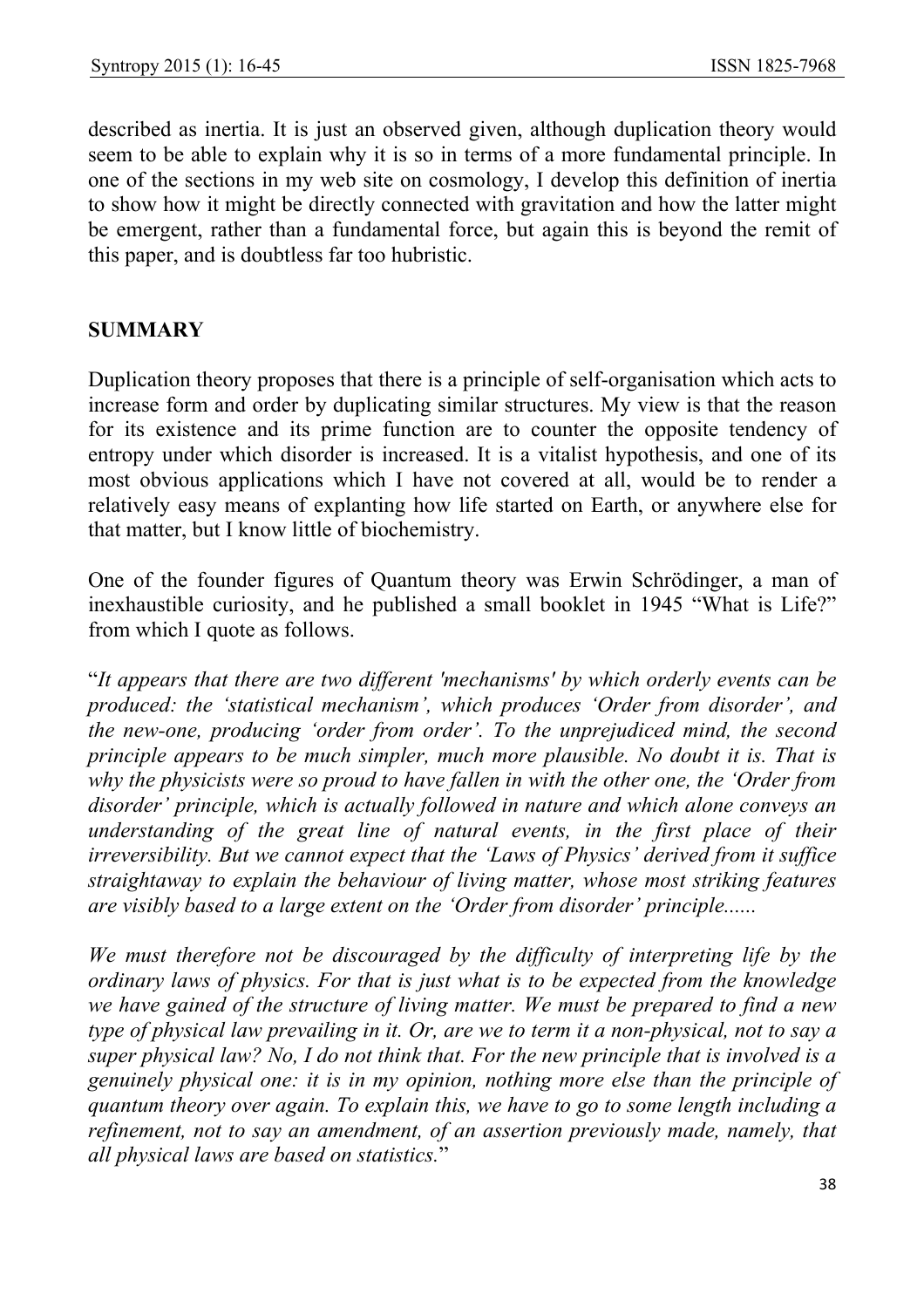described as inertia. It is just an observed given, although duplication theory would seem to be able to explain why it is so in terms of a more fundamental principle. In one of the sections in my web site on cosmology, I develop this definition of inertia to show how it might be directly connected with gravitation and how the latter might be emergent, rather than a fundamental force, but again this is beyond the remit of this paper, and is doubtless far too hubristic.

## SUMMARY

Duplication theory proposes that there is a principle of self-organisation which acts to increase form and order by duplicating similar structures. My view is that the reason for its existence and its prime function are to counter the opposite tendency of entropy under which disorder is increased. It is a vitalist hypothesis, and one of its most obvious applications which I have not covered at all, would be to render a relatively easy means of explanting how life started on Earth, or anywhere else for that matter, but I know little of biochemistry.

One of the founder figures of Quantum theory was Erwin Schrödinger, a man of inexhaustible curiosity, and he published a small booklet in 1945 "What is Life?" from which I quote as follows.

"*It appears that there are two different 'mechanisms' by which orderly events can be produced: the 'statistical mechanism', which produces 'Order from disorder', and the new-one, producing 'order from order'. To the unprejudiced mind, the second principle appears to be much simpler, much more plausible. No doubt it is. That is why the physicists were so proud to have fallen in with the other one, the 'Order from disorder' principle, which is actually followed in nature and which alone conveys an understanding of the great line of natural events, in the first place of their irreversibility. But we cannot expect that the 'Laws of Physics' derived from it suffice straightaway to explain the behaviour of living matter, whose most striking features are visibly based to a large extent on the 'Order from disorder' principle......*

*We must therefore not be discouraged by the difficulty of interpreting life by the ordinary laws of physics. For that is just what is to be expected from the knowledge we have gained of the structure of living matter. We must be prepared to find a new type of physical law prevailing in it. Or, are we to term it a non-physical, not to say a super physical law? No, I do not think that. For the new principle that is involved is a genuinely physical one: it is in my opinion, nothing more else than the principle of quantum theory over again. To explain this, we have to go to some length including a refinement, not to say an amendment, of an assertion previously made, namely, that all physical laws are based on statistics.*"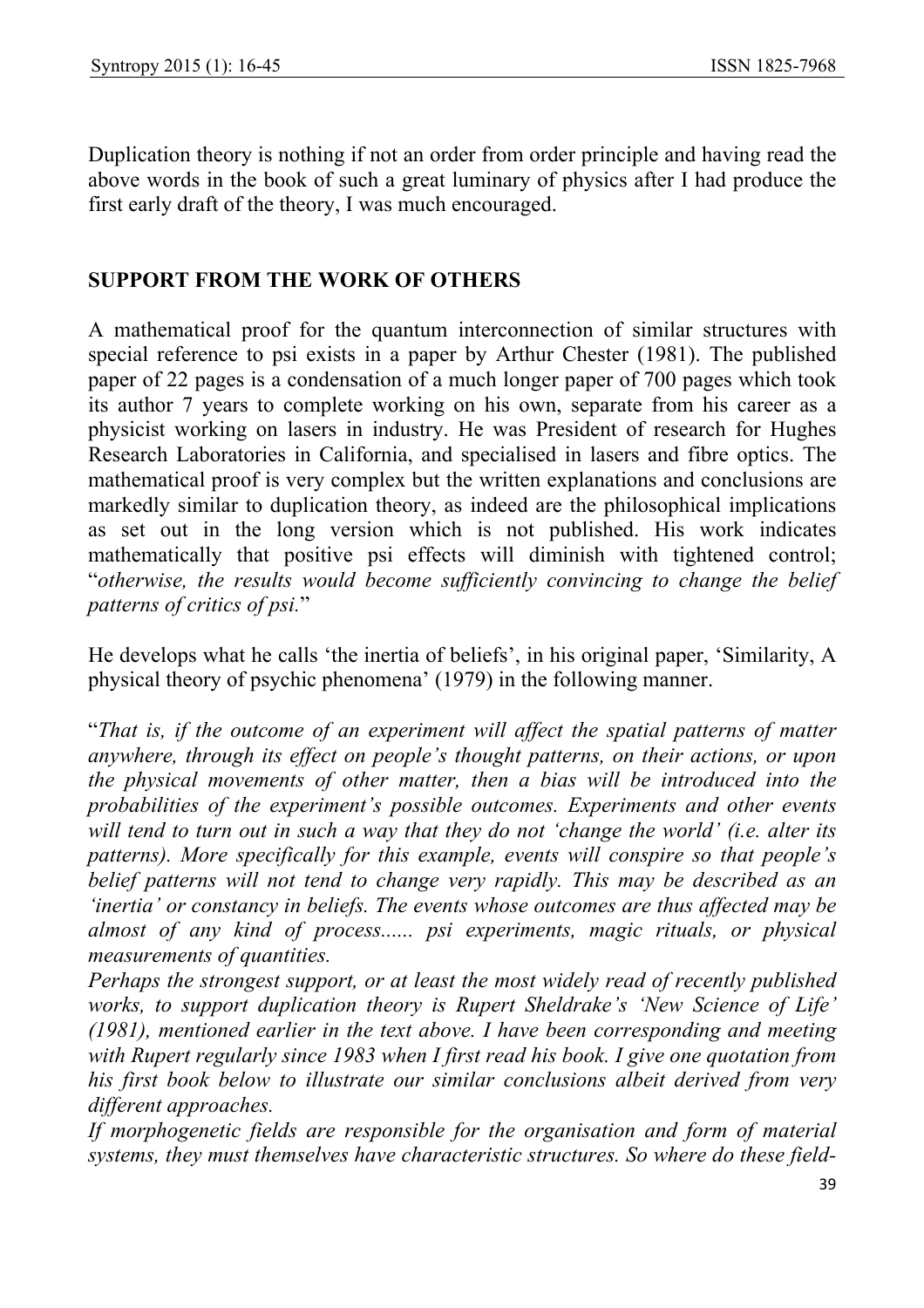Duplication theory is nothing if not an order from order principle and having read the above words in the book of such a great luminary of physics after I had produce the first early draft of the theory, I was much encouraged.

## SUPPORT FROM THE WORK OF OTHERS

A mathematical proof for the quantum interconnection of similar structures with special reference to psi exists in a paper by Arthur Chester (1981). The published paper of 22 pages is a condensation of a much longer paper of 700 pages which took its author 7 years to complete working on his own, separate from his career as a physicist working on lasers in industry. He was President of research for Hughes Research Laboratories in California, and specialised in lasers and fibre optics. The mathematical proof is very complex but the written explanations and conclusions are markedly similar to duplication theory, as indeed are the philosophical implications as set out in the long version which is not published. His work indicates mathematically that positive psi effects will diminish with tightened control; "*otherwise, the results would become sufficiently convincing to change the belief patterns of critics of psi.*"

He develops what he calls 'the inertia of beliefs', in his original paper, 'Similarity, A physical theory of psychic phenomena' (1979) in the following manner.

"*That is, if the outcome of an experiment will affect the spatial patterns of matter anywhere, through its effect on people's thought patterns, on their actions, or upon the physical movements of other matter, then a bias will be introduced into the probabilities of the experiment's possible outcomes. Experiments and other events will tend to turn out in such a way that they do not 'change the world' (i.e. alter its patterns). More specifically for this example, events will conspire so that people's belief patterns will not tend to change very rapidly. This may be described as an 'inertia' or constancy in beliefs. The events whose outcomes are thus affected may be almost of any kind of process...... psi experiments, magic rituals, or physical measurements of quantities.*

*Perhaps the strongest support, or at least the most widely read of recently published works, to support duplication theory is Rupert Sheldrake's 'New Science of Life' (1981), mentioned earlier in the text above. I have been corresponding and meeting with Rupert regularly since 1983 when I first read his book. I give one quotation from his first book below to illustrate our similar conclusions albeit derived from very different approaches.*

*If morphogenetic fields are responsible for the organisation and form of material systems, they must themselves have characteristic structures. So where do these field-*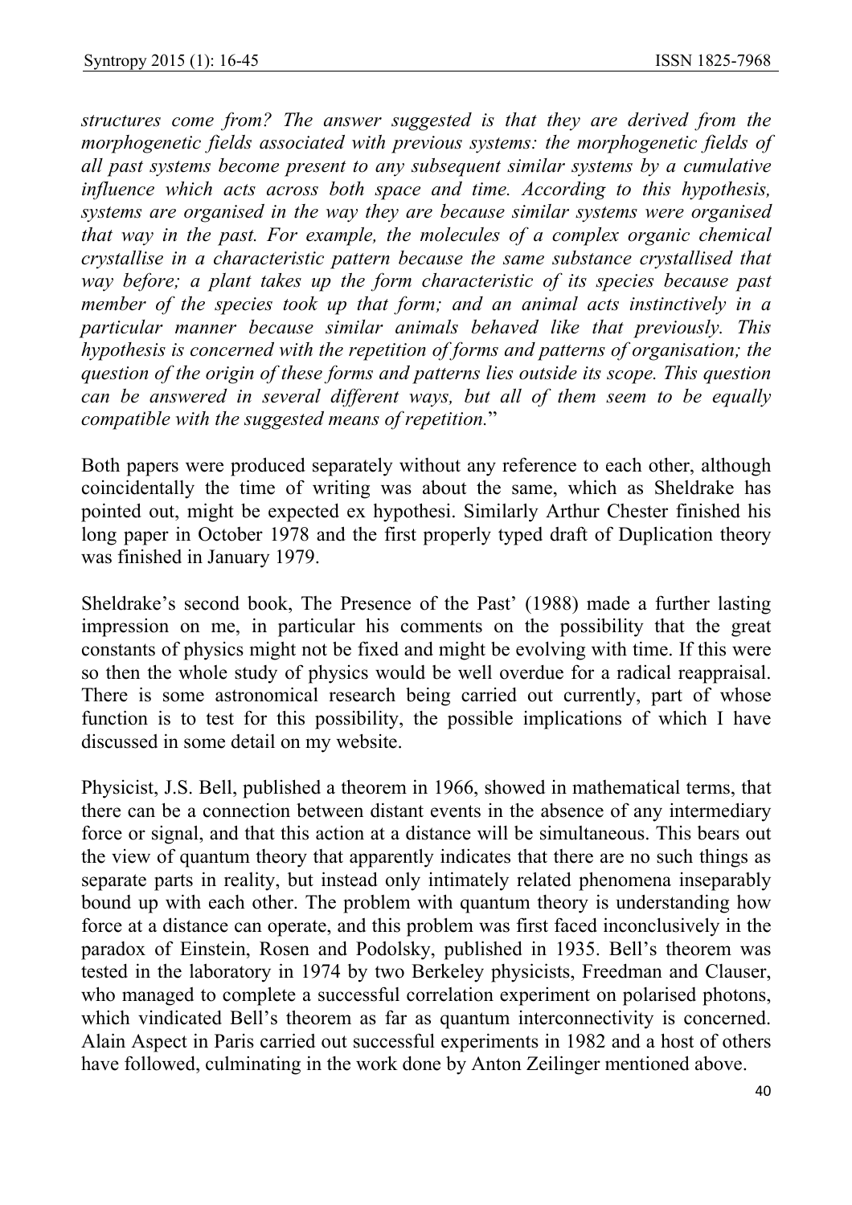*structures come from? The answer suggested is that they are derived from the morphogenetic fields associated with previous systems: the morphogenetic fields of all past systems become present to any subsequent similar systems by a cumulative influence which acts across both space and time. According to this hypothesis, systems are organised in the way they are because similar systems were organised that way in the past. For example, the molecules of a complex organic chemical crystallise in a characteristic pattern because the same substance crystallised that way before; a plant takes up the form characteristic of its species because past member of the species took up that form; and an animal acts instinctively in a particular manner because similar animals behaved like that previously. This hypothesis is concerned with the repetition of forms and patterns of organisation; the question of the origin of these forms and patterns lies outside its scope. This question can be answered in several different ways, but all of them seem to be equally compatible with the suggested means of repetition.*"

Both papers were produced separately without any reference to each other, although coincidentally the time of writing was about the same, which as Sheldrake has pointed out, might be expected ex hypothesi. Similarly Arthur Chester finished his long paper in October 1978 and the first properly typed draft of Duplication theory was finished in January 1979.

Sheldrake's second book, The Presence of the Past' (1988) made a further lasting impression on me, in particular his comments on the possibility that the great constants of physics might not be fixed and might be evolving with time. If this were so then the whole study of physics would be well overdue for a radical reappraisal. There is some astronomical research being carried out currently, part of whose function is to test for this possibility, the possible implications of which I have discussed in some detail on my website.

Physicist, J.S. Bell, published a theorem in 1966, showed in mathematical terms, that there can be a connection between distant events in the absence of any intermediary force or signal, and that this action at a distance will be simultaneous. This bears out the view of quantum theory that apparently indicates that there are no such things as separate parts in reality, but instead only intimately related phenomena inseparably bound up with each other. The problem with quantum theory is understanding how force at a distance can operate, and this problem was first faced inconclusively in the paradox of Einstein, Rosen and Podolsky, published in 1935. Bell's theorem was tested in the laboratory in 1974 by two Berkeley physicists, Freedman and Clauser, who managed to complete a successful correlation experiment on polarised photons, which vindicated Bell's theorem as far as quantum interconnectivity is concerned. Alain Aspect in Paris carried out successful experiments in 1982 and a host of others have followed, culminating in the work done by Anton Zeilinger mentioned above.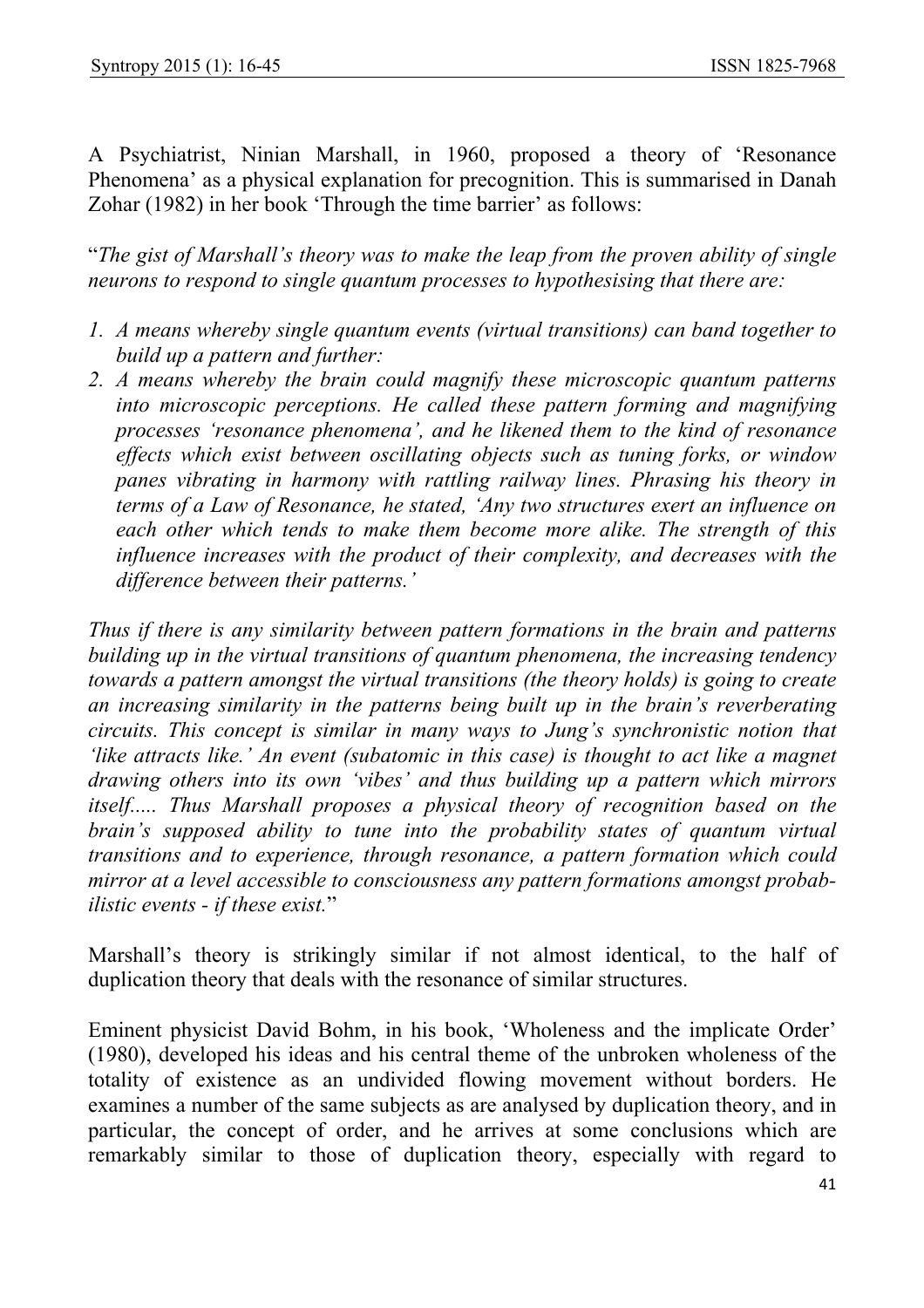A Psychiatrist, Ninian Marshall, in 1960, proposed a theory of 'Resonance Phenomena' as a physical explanation for precognition. This is summarised in Danah Zohar (1982) in her book 'Through the time barrier' as follows:

"*The gist of Marshall's theory was to make the leap from the proven ability of single neurons to respond to single quantum processes to hypothesising that there are:*

1. *A means whereby single quantum events (virtual transitions) can band together to build up a pattern and further:*
2. *A means whereby the brain could magnify these microscopic quantum patterns into microscopic perceptions. He called these pattern forming and magnifying processes 'resonance phenomena', and he likened them to the kind of resonance effects which exist between oscillating objects such as tuning forks, or window panes vibrating in harmony with rattling railway lines. Phrasing his theory in terms of a Law of Resonance, he stated, 'Any two structures exert an influence on each other which tends to make them become more alike. The strength of this influence increases with the product of their complexity, and decreases with the difference between their patterns.'*

*Thus if there is any similarity between pattern formations in the brain and patterns building up in the virtual transitions of quantum phenomena, the increasing tendency towards a pattern amongst the virtual transitions (the theory holds) is going to create an increasing similarity in the patterns being built up in the brain's reverberating circuits. This concept is similar in many ways to Jung's synchronistic notion that 'like attracts like.' An event (subatomic in this case) is thought to act like a magnet drawing others into its own 'vibes' and thus building up a pattern which mirrors itself..... Thus Marshall proposes a physical theory of recognition based on the brain's supposed ability to tune into the probability states of quantum virtual transitions and to experience, through resonance, a pattern formation which could mirror at a level accessible to consciousness any pattern formations amongst probabilistic events - if these exist.*"

Marshall's theory is strikingly similar if not almost identical, to the half of duplication theory that deals with the resonance of similar structures.

Eminent physicist David Bohm, in his book, 'Wholeness and the implicate Order' (1980), developed his ideas and his central theme of the unbroken wholeness of the totality of existence as an undivided flowing movement without borders. He examines a number of the same subjects as are analysed by duplication theory, and in particular, the concept of order, and he arrives at some conclusions which are remarkably similar to those of duplication theory, especially with regard to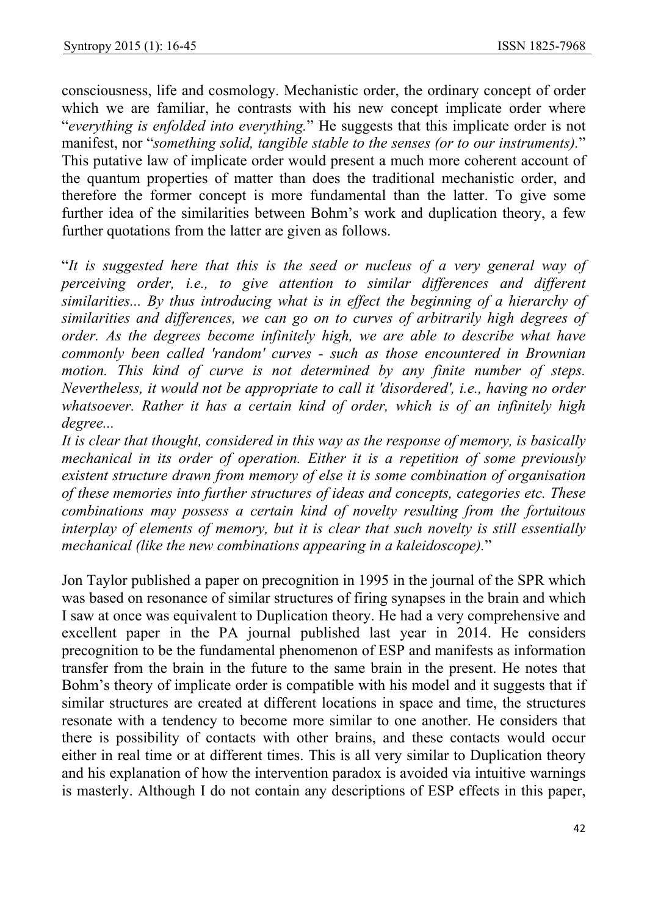consciousness, life and cosmology. Mechanistic order, the ordinary concept of order which we are familiar, he contrasts with his new concept implicate order where "*everything is enfolded into everything.*" He suggests that this implicate order is not manifest, nor "*something solid, tangible stable to the senses (or to our instruments).*" This putative law of implicate order would present a much more coherent account of the quantum properties of matter than does the traditional mechanistic order, and therefore the former concept is more fundamental than the latter. To give some further idea of the similarities between Bohm's work and duplication theory, a few further quotations from the latter are given as follows.

"*It is suggested here that this is the seed or nucleus of a very general way of perceiving order, i.e., to give attention to similar differences and different similarities... By thus introducing what is in effect the beginning of a hierarchy of similarities and differences, we can go on to curves of arbitrarily high degrees of order. As the degrees become infinitely high, we are able to describe what have commonly been called 'random' curves - such as those encountered in Brownian motion. This kind of curve is not determined by any finite number of steps. Nevertheless, it would not be appropriate to call it 'disordered', i.e., having no order whatsoever. Rather it has a certain kind of order, which is of an infinitely high degree...*
*It is clear that thought, considered in this way as the response of memory, is basically mechanical in its order of operation. Either it is a repetition of some previously existent structure drawn from memory of else it is some combination of organisation of these memories into further structures of ideas and concepts, categories etc. These combinations may possess a certain kind of novelty resulting from the fortuitous interplay of elements of memory, but it is clear that such novelty is still essentially mechanical (like the new combinations appearing in a kaleidoscope).*"

Jon Taylor published a paper on precognition in 1995 in the journal of the SPR which was based on resonance of similar structures of firing synapses in the brain and which I saw at once was equivalent to Duplication theory. He had a very comprehensive and excellent paper in the PA journal published last year in 2014. He considers precognition to be the fundamental phenomenon of ESP and manifests as information transfer from the brain in the future to the same brain in the present. He notes that Bohm's theory of implicate order is compatible with his model and it suggests that if similar structures are created at different locations in space and time, the structures resonate with a tendency to become more similar to one another. He considers that there is possibility of contacts with other brains, and these contacts would occur either in real time or at different times. This is all very similar to Duplication theory and his explanation of how the intervention paradox is avoided via intuitive warnings is masterly. Although I do not contain any descriptions of ESP effects in this paper,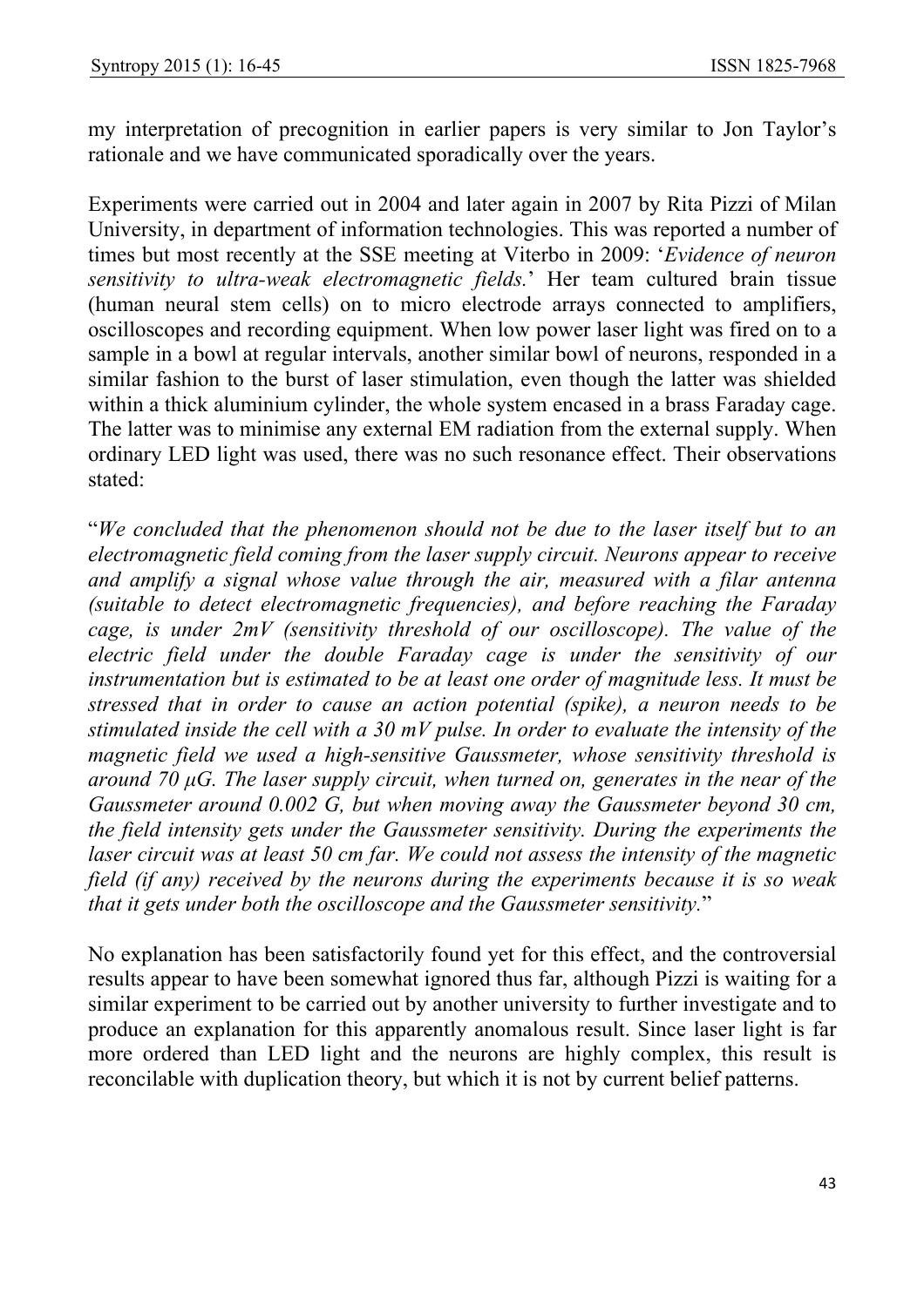my interpretation of precognition in earlier papers is very similar to Jon Taylor's rationale and we have communicated sporadically over the years.

Experiments were carried out in 2004 and later again in 2007 by Rita Pizzi of Milan University, in department of information technologies. This was reported a number of times but most recently at the SSE meeting at Viterbo in 2009: '*Evidence of neuron sensitivity to ultra-weak electromagnetic fields.*' Her team cultured brain tissue (human neural stem cells) on to micro electrode arrays connected to amplifiers, oscilloscopes and recording equipment. When low power laser light was fired on to a sample in a bowl at regular intervals, another similar bowl of neurons, responded in a similar fashion to the burst of laser stimulation, even though the latter was shielded within a thick aluminium cylinder, the whole system encased in a brass Faraday cage. The latter was to minimise any external EM radiation from the external supply. When ordinary LED light was used, there was no such resonance effect. Their observations stated:

"*We concluded that the phenomenon should not be due to the laser itself but to an electromagnetic field coming from the laser supply circuit. Neurons appear to receive and amplify a signal whose value through the air, measured with a filar antenna (suitable to detect electromagnetic frequencies), and before reaching the Faraday cage, is under 2mV (sensitivity threshold of our oscilloscope). The value of the electric field under the double Faraday cage is under the sensitivity of our instrumentation but is estimated to be at least one order of magnitude less. It must be stressed that in order to cause an action potential (spike), a neuron needs to be stimulated inside the cell with a 30 mV pulse. In order to evaluate the intensity of the magnetic field we used a high-sensitive Gaussmeter, whose sensitivity threshold is around 70 μG. The laser supply circuit, when turned on, generates in the near of the Gaussmeter around 0.002 G, but when moving away the Gaussmeter beyond 30 cm, the field intensity gets under the Gaussmeter sensitivity. During the experiments the laser circuit was at least 50 cm far. We could not assess the intensity of the magnetic field (if any) received by the neurons during the experiments because it is so weak that it gets under both the oscilloscope and the Gaussmeter sensitivity.*"

No explanation has been satisfactorily found yet for this effect, and the controversial results appear to have been somewhat ignored thus far, although Pizzi is waiting for a similar experiment to be carried out by another university to further investigate and to produce an explanation for this apparently anomalous result. Since laser light is far more ordered than LED light and the neurons are highly complex, this result is reconcilable with duplication theory, but which it is not by current belief patterns.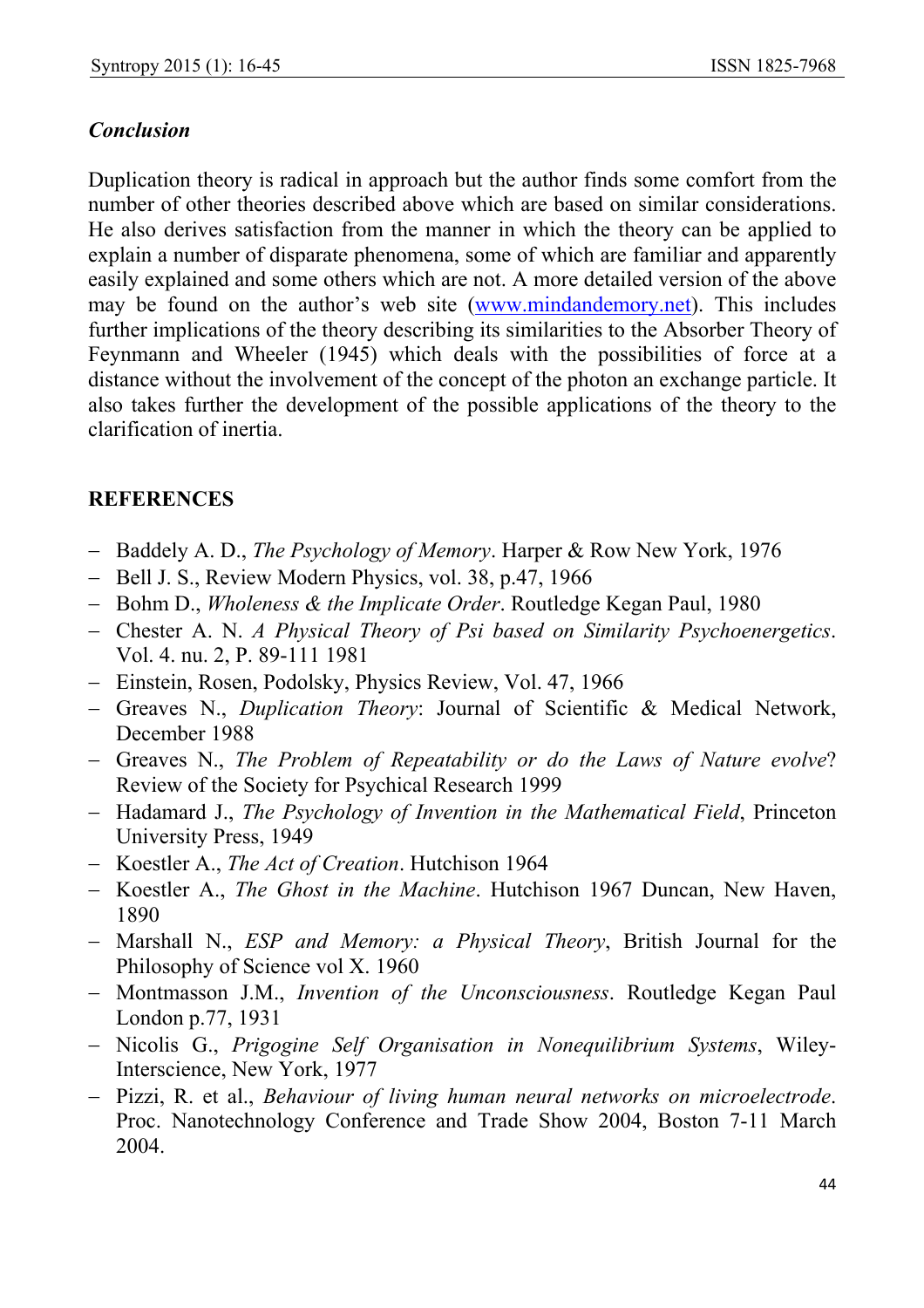### *Conclusion*

Duplication theory is radical in approach but the author finds some comfort from the number of other theories described above which are based on similar considerations. He also derives satisfaction from the manner in which the theory can be applied to explain a number of disparate phenomena, some of which are familiar and apparently easily explained and some others which are not. A more detailed version of the above may be found on the author's web site (www.mindandemory.net). This includes further implications of the theory describing its similarities to the Absorber Theory of Feynmann and Wheeler (1945) which deals with the possibilities of force at a distance without the involvement of the concept of the photon an exchange particle. It also takes further the development of the possible applications of the theory to the clarification of inertia.

## REFERENCES

- Baddely A. D., *The Psychology of Memory*. Harper & Row New York, 1976
- Bell J. S., Review Modern Physics, vol. 38, p.47, 1966
- Bohm D., *Wholeness & the Implicate Order*. Routledge Kegan Paul, 1980
- Chester A. N. *A Physical Theory of Psi based on Similarity Psychoenergetics*. Vol. 4. nu. 2, P. 89-111 1981
- Einstein, Rosen, Podolsky, Physics Review, Vol. 47, 1966
- Greaves N., *Duplication Theory*: Journal of Scientific & Medical Network, December 1988
- Greaves N., *The Problem of Repeatability or do the Laws of Nature evolve*? Review of the Society for Psychical Research 1999
- Hadamard J., *The Psychology of Invention in the Mathematical Field*, Princeton University Press, 1949
- Koestler A., *The Act of Creation*. Hutchison 1964
- Koestler A., *The Ghost in the Machine*. Hutchison 1967 Duncan, New Haven, 1890
- Marshall N., *ESP and Memory: a Physical Theory*, British Journal for the Philosophy of Science vol X. 1960
- Montmasson J.M., *Invention of the Unconsciousness*. Routledge Kegan Paul London p.77, 1931
- Nicolis G., *Prigogine Self Organisation in Nonequilibrium Systems*, Wiley-Interscience, New York, 1977
- Pizzi, R. et al., *Behaviour of living human neural networks on microelectrode*. Proc. Nanotechnology Conference and Trade Show 2004, Boston 7-11 March 2004.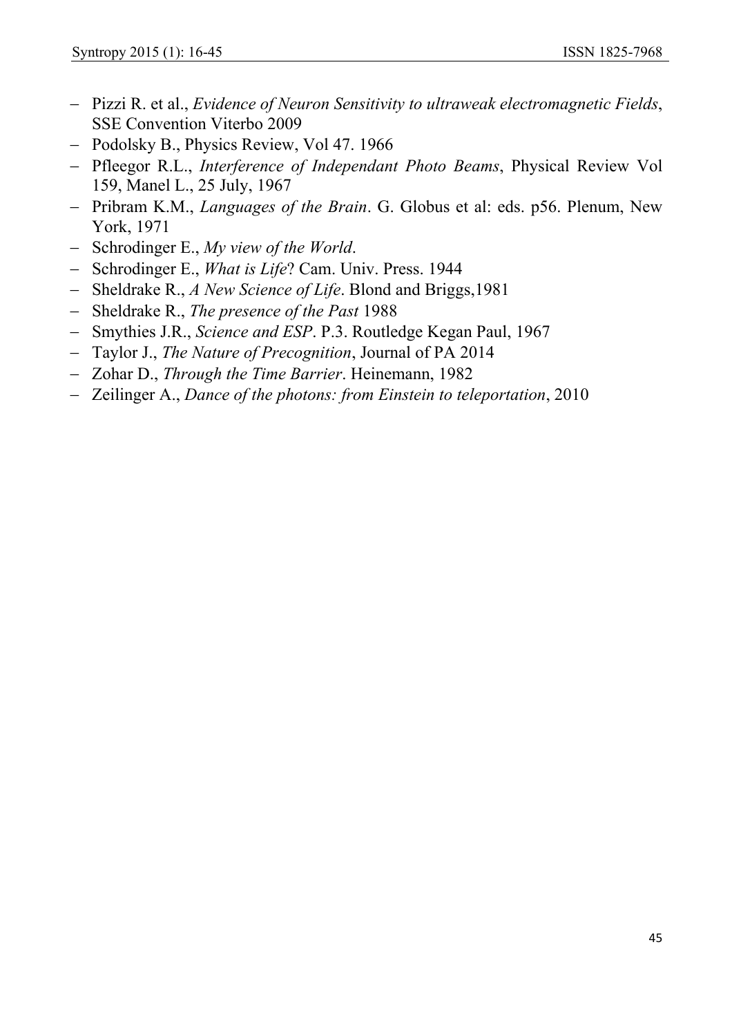- Pizzi R. et al., *Evidence of Neuron Sensitivity to ultraweak electromagnetic Fields*, SSE Convention Viterbo 2009
- Podolsky B., Physics Review, Vol 47. 1966
- Pfleegor R.L., *Interference of Independant Photo Beams*, Physical Review Vol 159, Manel L., 25 July, 1967
- Pribram K.M., *Languages of the Brain*. G. Globus et al: eds. p56. Plenum, New York, 1971
- Schrodinger E., *My view of the World*.
- Schrodinger E., *What is Life*? Cam. Univ. Press. 1944
- Sheldrake R., *A New Science of Life*. Blond and Briggs,1981
- Sheldrake R., *The presence of the Past* 1988
- Smythies J.R., *Science and ESP*. P.3. Routledge Kegan Paul, 1967
- Taylor J., *The Nature of Precognition*, Journal of PA 2014
- Zohar D., *Through the Time Barrier*. Heinemann, 1982
- Zeilinger A., *Dance of the photons: from Einstein to teleportation*, 2010